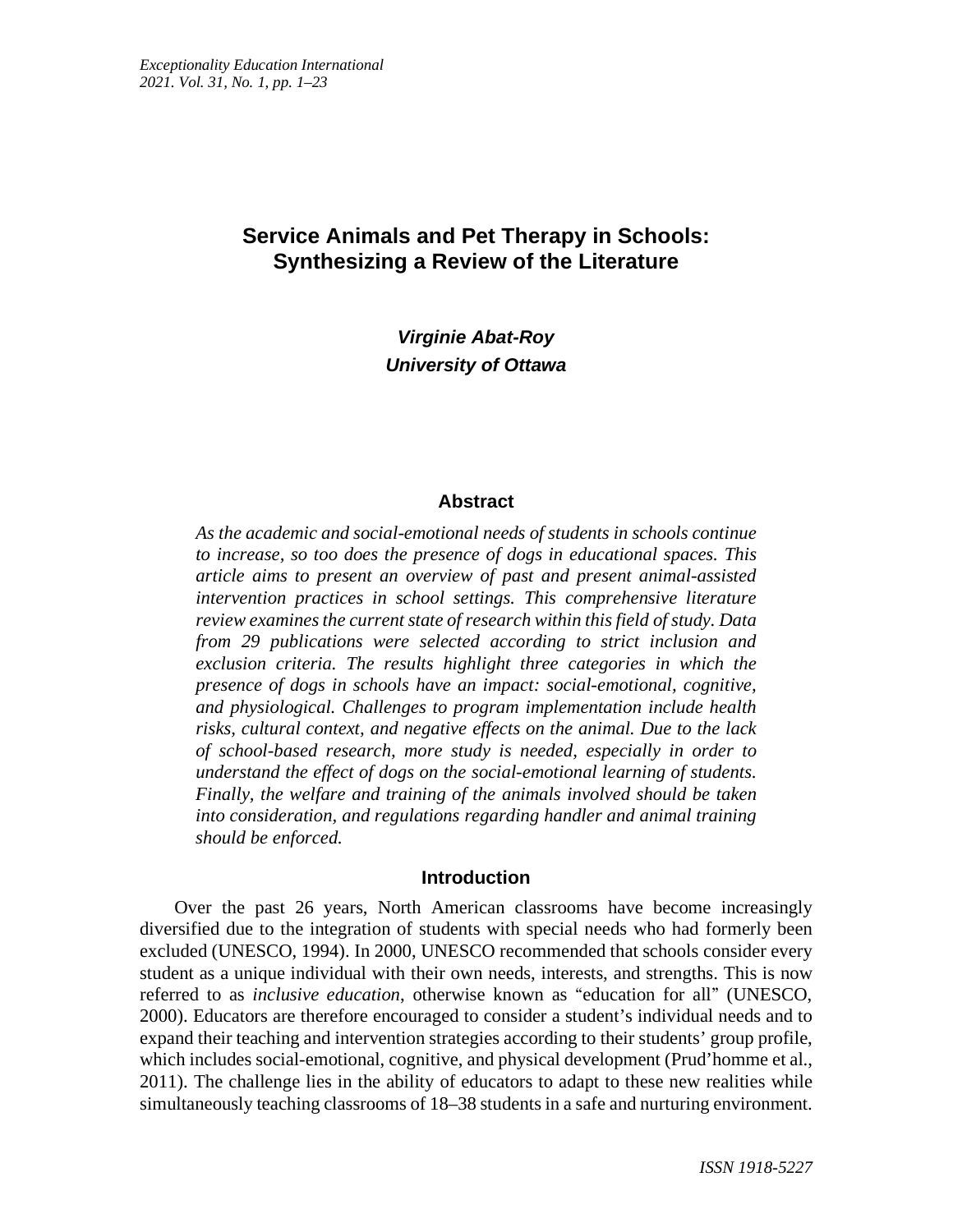# Service Animals and Pet Therapy in Schools: Synthesizing a Review of the Literature

***Virginie Abat-Roy***
***University of Ottawa***

## Abstract

*As the academic and social-emotional needs of students in schools continue to increase, so too does the presence of dogs in educational spaces. This article aims to present an overview of past and present animal-assisted intervention practices in school settings. This comprehensive literature review examines the current state of research within this field of study. Data from 29 publications were selected according to strict inclusion and exclusion criteria. The results highlight three categories in which the presence of dogs in schools have an impact: social-emotional, cognitive, and physiological. Challenges to program implementation include health risks, cultural context, and negative effects on the animal. Due to the lack of school-based research, more study is needed, especially in order to understand the effect of dogs on the social-emotional learning of students. Finally, the welfare and training of the animals involved should be taken into consideration, and regulations regarding handler and animal training should be enforced.*

## Introduction

Over the past 26 years, North American classrooms have become increasingly diversified due to the integration of students with special needs who had formerly been excluded (UNESCO, 1994). In 2000, UNESCO recommended that schools consider every student as a unique individual with their own needs, interests, and strengths. This is now referred to as *inclusive education*, otherwise known as "education for all" (UNESCO, 2000). Educators are therefore encouraged to consider a student's individual needs and to expand their teaching and intervention strategies according to their students' group profile, which includes social-emotional, cognitive, and physical development (Prud'homme et al., 2011). The challenge lies in the ability of educators to adapt to these new realities while simultaneously teaching classrooms of 18–38 students in a safe and nurturing environment.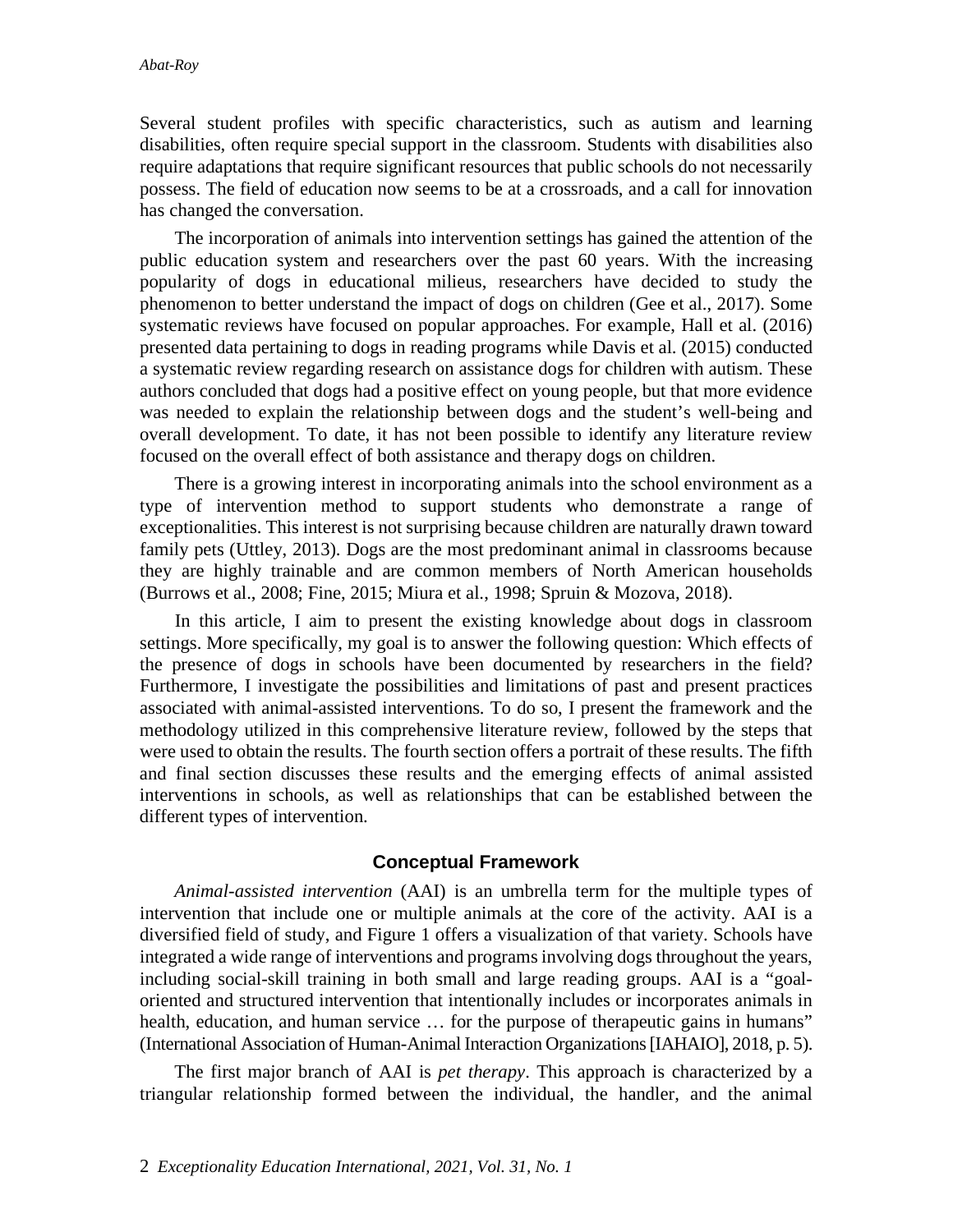Several student profiles with specific characteristics, such as autism and learning disabilities, often require special support in the classroom. Students with disabilities also require adaptations that require significant resources that public schools do not necessarily possess. The field of education now seems to be at a crossroads, and a call for innovation has changed the conversation.

The incorporation of animals into intervention settings has gained the attention of the public education system and researchers over the past 60 years. With the increasing popularity of dogs in educational milieus, researchers have decided to study the phenomenon to better understand the impact of dogs on children (Gee et al., 2017). Some systematic reviews have focused on popular approaches. For example, Hall et al. (2016) presented data pertaining to dogs in reading programs while Davis et al. (2015) conducted a systematic review regarding research on assistance dogs for children with autism. These authors concluded that dogs had a positive effect on young people, but that more evidence was needed to explain the relationship between dogs and the student's well-being and overall development. To date, it has not been possible to identify any literature review focused on the overall effect of both assistance and therapy dogs on children.

There is a growing interest in incorporating animals into the school environment as a type of intervention method to support students who demonstrate a range of exceptionalities. This interest is not surprising because children are naturally drawn toward family pets (Uttley, 2013). Dogs are the most predominant animal in classrooms because they are highly trainable and are common members of North American households (Burrows et al., 2008; Fine, 2015; Miura et al., 1998; Spruin & Mozova, 2018).

In this article, I aim to present the existing knowledge about dogs in classroom settings. More specifically, my goal is to answer the following question: Which effects of the presence of dogs in schools have been documented by researchers in the field? Furthermore, I investigate the possibilities and limitations of past and present practices associated with animal-assisted interventions. To do so, I present the framework and the methodology utilized in this comprehensive literature review, followed by the steps that were used to obtain the results. The fourth section offers a portrait of these results. The fifth and final section discusses these results and the emerging effects of animal assisted interventions in schools, as well as relationships that can be established between the different types of intervention.

## Conceptual Framework

*Animal-assisted intervention* (AAI) is an umbrella term for the multiple types of intervention that include one or multiple animals at the core of the activity. AAI is a diversified field of study, and Figure 1 offers a visualization of that variety. Schools have integrated a wide range of interventions and programs involving dogs throughout the years, including social-skill training in both small and large reading groups. AAI is a "goal-oriented and structured intervention that intentionally includes or incorporates animals in health, education, and human service … for the purpose of therapeutic gains in humans" (International Association of Human-Animal Interaction Organizations [IAHAIO], 2018, p. 5).

The first major branch of AAI is *pet therapy*. This approach is characterized by a triangular relationship formed between the individual, the handler, and the animal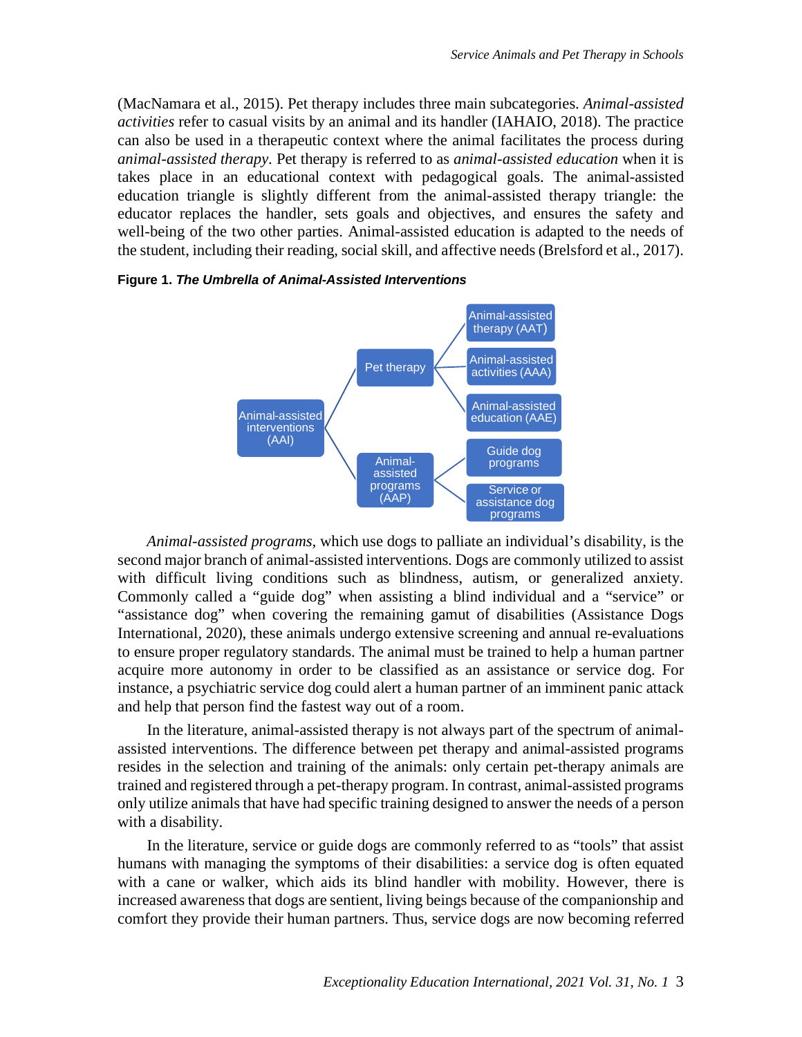(MacNamara et al., 2015). Pet therapy includes three main subcategories. *Animal-assisted activities* refer to casual visits by an animal and its handler (IAHAIO, 2018). The practice can also be used in a therapeutic context where the animal facilitates the process during *animal-assisted therapy*. Pet therapy is referred to as *animal-assisted education* when it is takes place in an educational context with pedagogical goals. The animal-assisted education triangle is slightly different from the animal-assisted therapy triangle: the educator replaces the handler, sets goals and objectives, and ensures the safety and well-being of the two other parties. Animal-assisted education is adapted to the needs of the student, including their reading, social skill, and affective needs (Brelsford et al., 2017).

**Figure 1.** ***The Umbrella of Animal-Assisted Interventions***

- Animal-assisted interventions (AAI)
  - Pet therapy
    - Animal-assisted therapy (AAT)
    - Animal-assisted activities (AAA)
    - Animal-assisted education (AAE)
  - Animal-assisted programs (AAP)
    - Guide dog programs
    - Service or assistance dog programs

*Animal-assisted programs*, which use dogs to palliate an individual's disability, is the second major branch of animal-assisted interventions. Dogs are commonly utilized to assist with difficult living conditions such as blindness, autism, or generalized anxiety. Commonly called a "guide dog" when assisting a blind individual and a "service" or "assistance dog" when covering the remaining gamut of disabilities (Assistance Dogs International, 2020), these animals undergo extensive screening and annual re-evaluations to ensure proper regulatory standards. The animal must be trained to help a human partner acquire more autonomy in order to be classified as an assistance or service dog. For instance, a psychiatric service dog could alert a human partner of an imminent panic attack and help that person find the fastest way out of a room.

In the literature, animal-assisted therapy is not always part of the spectrum of animal-assisted interventions. The difference between pet therapy and animal-assisted programs resides in the selection and training of the animals: only certain pet-therapy animals are trained and registered through a pet-therapy program. In contrast, animal-assisted programs only utilize animals that have had specific training designed to answer the needs of a person with a disability.

In the literature, service or guide dogs are commonly referred to as "tools" that assist humans with managing the symptoms of their disabilities: a service dog is often equated with a cane or walker, which aids its blind handler with mobility. However, there is increased awareness that dogs are sentient, living beings because of the companionship and comfort they provide their human partners. Thus, service dogs are now becoming referred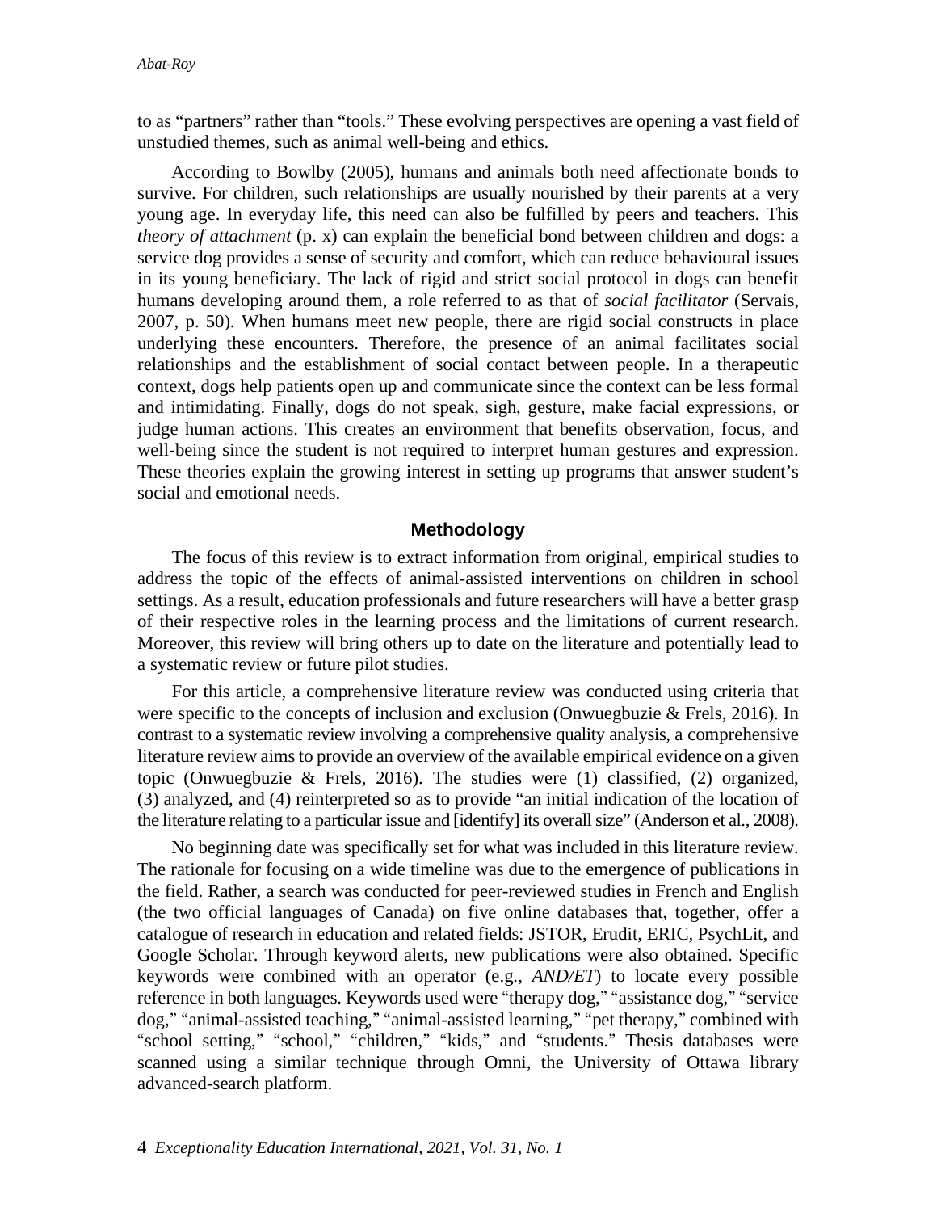to as “partners” rather than “tools.” These evolving perspectives are opening a vast field of unstudied themes, such as animal well-being and ethics.

According to Bowlby (2005), humans and animals both need affectionate bonds to survive. For children, such relationships are usually nourished by their parents at a very young age. In everyday life, this need can also be fulfilled by peers and teachers. This *theory of attachment* (p. x) can explain the beneficial bond between children and dogs: a service dog provides a sense of security and comfort, which can reduce behavioural issues in its young beneficiary. The lack of rigid and strict social protocol in dogs can benefit humans developing around them, a role referred to as that of *social facilitator* (Servais, 2007, p. 50). When humans meet new people, there are rigid social constructs in place underlying these encounters. Therefore, the presence of an animal facilitates social relationships and the establishment of social contact between people. In a therapeutic context, dogs help patients open up and communicate since the context can be less formal and intimidating. Finally, dogs do not speak, sigh, gesture, make facial expressions, or judge human actions. This creates an environment that benefits observation, focus, and well-being since the student is not required to interpret human gestures and expression. These theories explain the growing interest in setting up programs that answer student’s social and emotional needs.

## Methodology

The focus of this review is to extract information from original, empirical studies to address the topic of the effects of animal-assisted interventions on children in school settings. As a result, education professionals and future researchers will have a better grasp of their respective roles in the learning process and the limitations of current research. Moreover, this review will bring others up to date on the literature and potentially lead to a systematic review or future pilot studies.

For this article, a comprehensive literature review was conducted using criteria that were specific to the concepts of inclusion and exclusion (Onwuegbuzie & Frels, 2016). In contrast to a systematic review involving a comprehensive quality analysis, a comprehensive literature review aims to provide an overview of the available empirical evidence on a given topic (Onwuegbuzie & Frels, 2016). The studies were (1) classified, (2) organized, (3) analyzed, and (4) reinterpreted so as to provide “an initial indication of the location of the literature relating to a particular issue and [identify] its overall size” (Anderson et al., 2008).

No beginning date was specifically set for what was included in this literature review. The rationale for focusing on a wide timeline was due to the emergence of publications in the field. Rather, a search was conducted for peer-reviewed studies in French and English (the two official languages of Canada) on five online databases that, together, offer a catalogue of research in education and related fields: JSTOR, Erudit, ERIC, PsychLit, and Google Scholar. Through keyword alerts, new publications were also obtained. Specific keywords were combined with an operator (e.g., *AND/ET*) to locate every possible reference in both languages. Keywords used were “therapy dog,” “assistance dog,” “service dog,” “animal-assisted teaching,” “animal-assisted learning,” “pet therapy,” combined with “school setting,” “school,” “children,” “kids,” and “students.” Thesis databases were scanned using a similar technique through Omni, the University of Ottawa library advanced-search platform.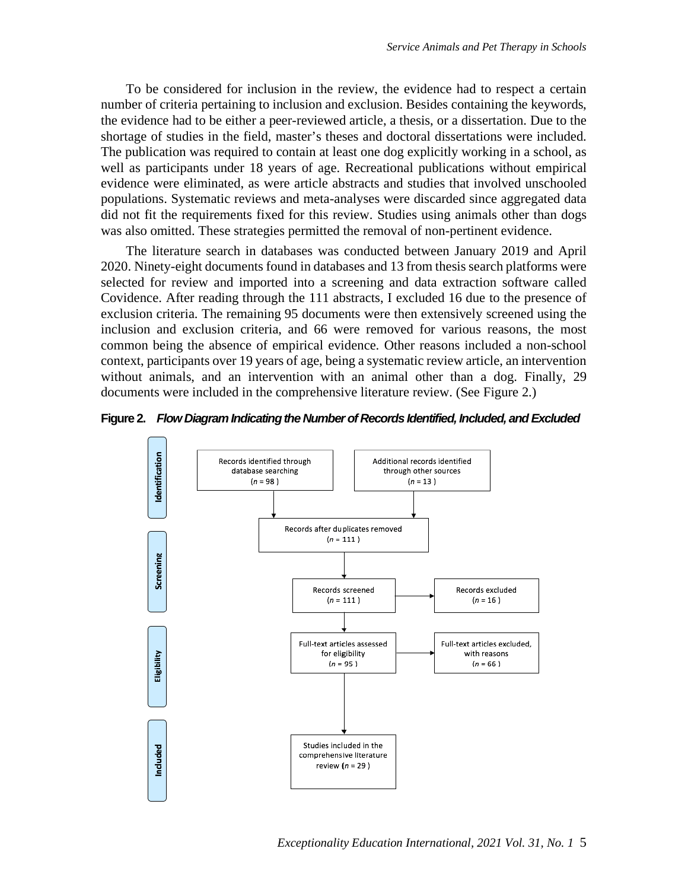To be considered for inclusion in the review, the evidence had to respect a certain number of criteria pertaining to inclusion and exclusion. Besides containing the keywords, the evidence had to be either a peer-reviewed article, a thesis, or a dissertation. Due to the shortage of studies in the field, master's theses and doctoral dissertations were included. The publication was required to contain at least one dog explicitly working in a school, as well as participants under 18 years of age. Recreational publications without empirical evidence were eliminated, as were article abstracts and studies that involved unschooled populations. Systematic reviews and meta-analyses were discarded since aggregated data did not fit the requirements fixed for this review. Studies using animals other than dogs was also omitted. These strategies permitted the removal of non-pertinent evidence.

The literature search in databases was conducted between January 2019 and April 2020. Ninety-eight documents found in databases and 13 from thesis search platforms were selected for review and imported into a screening and data extraction software called Covidence. After reading through the 111 abstracts, I excluded 16 due to the presence of exclusion criteria. The remaining 95 documents were then extensively screened using the inclusion and exclusion criteria, and 66 were removed for various reasons, the most common being the absence of empirical evidence. Other reasons included a non-school context, participants over 19 years of age, being a systematic review article, an intervention without animals, and an intervention with an animal other than a dog. Finally, 29 documents were included in the comprehensive literature review. (See Figure 2.)

**Figure 2.** ***Flow Diagram Indicating the Number of Records Identified, Included, and Excluded***

**Identification**
- Records identified through database searching (*n* = 98)
- Additional records identified through other sources (*n* = 13)

**Screening**
- Records after duplicates removed (*n* = 111)
- Records screened (*n* = 111) → Records excluded (*n* = 16)

**Eligibility**
- Full-text articles assessed for eligibility (*n* = 95) → Full-text articles excluded, with reasons (*n* = 66)

**Included**
- Studies included in the comprehensive literature review (*n* = 29)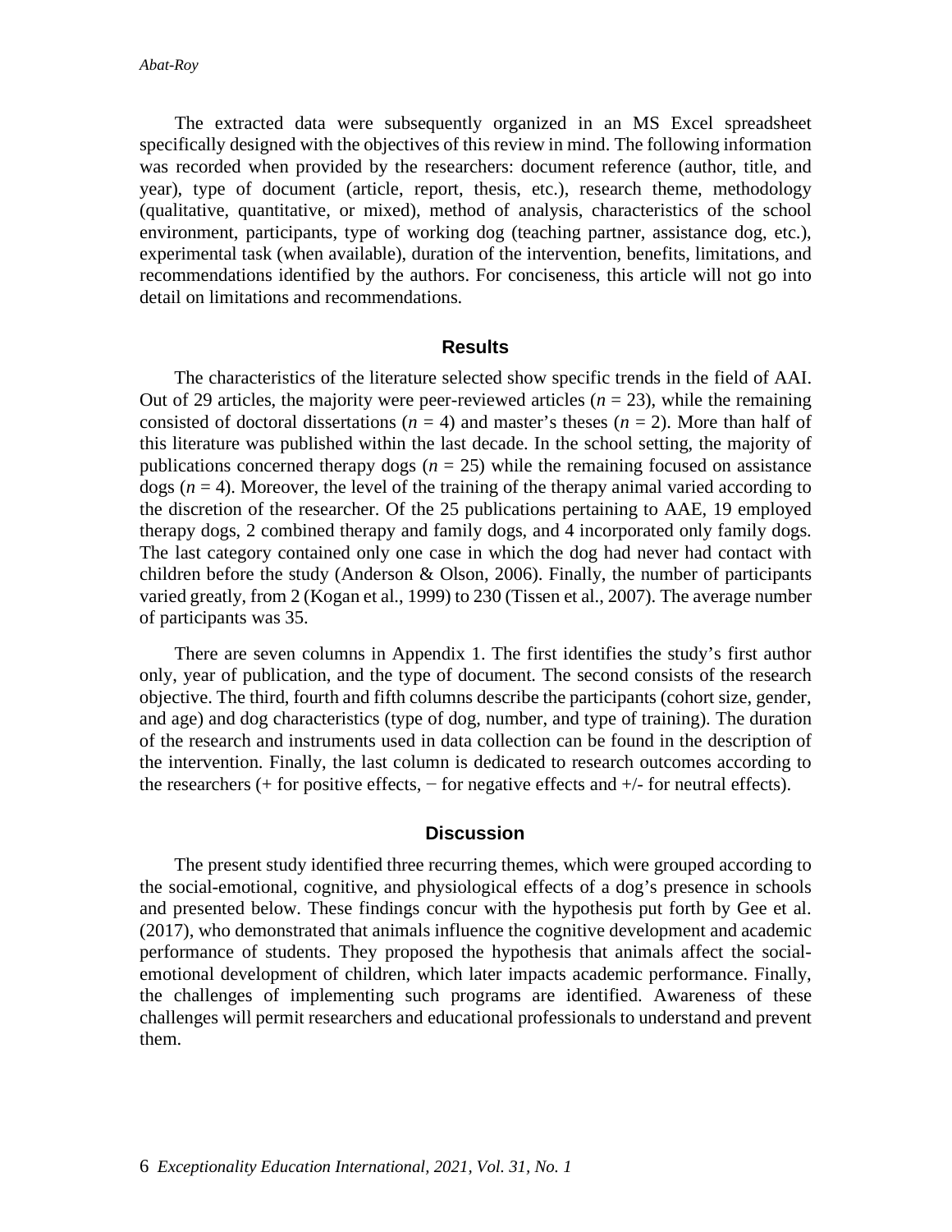The extracted data were subsequently organized in an MS Excel spreadsheet specifically designed with the objectives of this review in mind. The following information was recorded when provided by the researchers: document reference (author, title, and year), type of document (article, report, thesis, etc.), research theme, methodology (qualitative, quantitative, or mixed), method of analysis, characteristics of the school environment, participants, type of working dog (teaching partner, assistance dog, etc.), experimental task (when available), duration of the intervention, benefits, limitations, and recommendations identified by the authors. For conciseness, this article will not go into detail on limitations and recommendations.

## Results

The characteristics of the literature selected show specific trends in the field of AAI. Out of 29 articles, the majority were peer-reviewed articles ($n = 23$), while the remaining consisted of doctoral dissertations ($n = 4$) and master's theses ($n = 2$). More than half of this literature was published within the last decade. In the school setting, the majority of publications concerned therapy dogs ($n = 25$) while the remaining focused on assistance dogs ($n = 4$). Moreover, the level of the training of the therapy animal varied according to the discretion of the researcher. Of the 25 publications pertaining to AAE, 19 employed therapy dogs, 2 combined therapy and family dogs, and 4 incorporated only family dogs. The last category contained only one case in which the dog had never had contact with children before the study (Anderson & Olson, 2006). Finally, the number of participants varied greatly, from 2 (Kogan et al., 1999) to 230 (Tissen et al., 2007). The average number of participants was 35.

There are seven columns in Appendix 1. The first identifies the study's first author only, year of publication, and the type of document. The second consists of the research objective. The third, fourth and fifth columns describe the participants (cohort size, gender, and age) and dog characteristics (type of dog, number, and type of training). The duration of the research and instruments used in data collection can be found in the description of the intervention. Finally, the last column is dedicated to research outcomes according to the researchers (+ for positive effects, − for negative effects and +/- for neutral effects).

## Discussion

The present study identified three recurring themes, which were grouped according to the social-emotional, cognitive, and physiological effects of a dog's presence in schools and presented below. These findings concur with the hypothesis put forth by Gee et al. (2017), who demonstrated that animals influence the cognitive development and academic performance of students. They proposed the hypothesis that animals affect the social-emotional development of children, which later impacts academic performance. Finally, the challenges of implementing such programs are identified. Awareness of these challenges will permit researchers and educational professionals to understand and prevent them.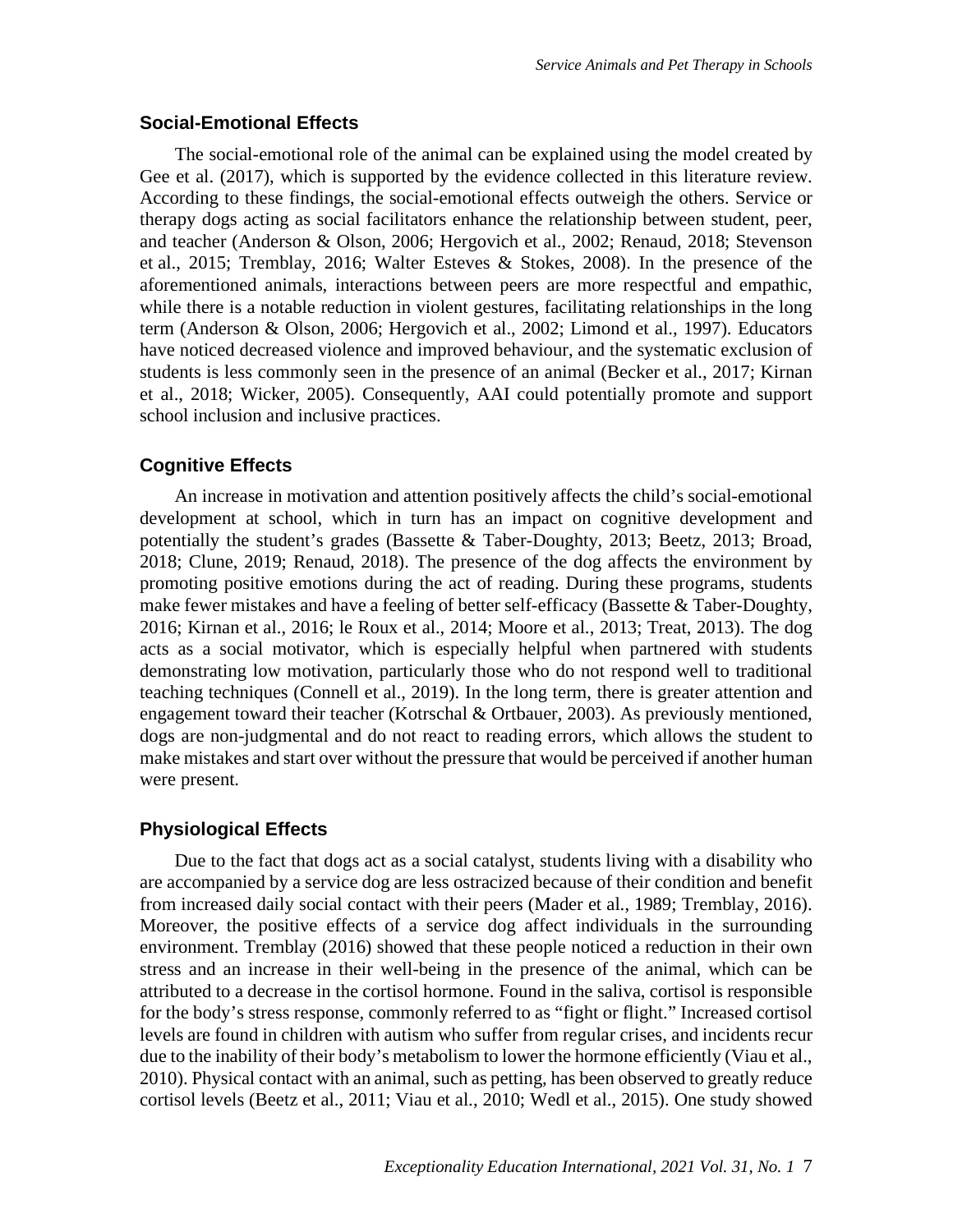## Social-Emotional Effects

The social-emotional role of the animal can be explained using the model created by Gee et al. (2017), which is supported by the evidence collected in this literature review. According to these findings, the social-emotional effects outweigh the others. Service or therapy dogs acting as social facilitators enhance the relationship between student, peer, and teacher (Anderson & Olson, 2006; Hergovich et al., 2002; Renaud, 2018; Stevenson et al., 2015; Tremblay, 2016; Walter Esteves & Stokes, 2008). In the presence of the aforementioned animals, interactions between peers are more respectful and empathic, while there is a notable reduction in violent gestures, facilitating relationships in the long term (Anderson & Olson, 2006; Hergovich et al., 2002; Limond et al., 1997). Educators have noticed decreased violence and improved behaviour, and the systematic exclusion of students is less commonly seen in the presence of an animal (Becker et al., 2017; Kirnan et al., 2018; Wicker, 2005). Consequently, AAI could potentially promote and support school inclusion and inclusive practices.

## Cognitive Effects

An increase in motivation and attention positively affects the child's social-emotional development at school, which in turn has an impact on cognitive development and potentially the student's grades (Bassette & Taber-Doughty, 2013; Beetz, 2013; Broad, 2018; Clune, 2019; Renaud, 2018). The presence of the dog affects the environment by promoting positive emotions during the act of reading. During these programs, students make fewer mistakes and have a feeling of better self-efficacy (Bassette & Taber-Doughty, 2016; Kirnan et al., 2016; le Roux et al., 2014; Moore et al., 2013; Treat, 2013). The dog acts as a social motivator, which is especially helpful when partnered with students demonstrating low motivation, particularly those who do not respond well to traditional teaching techniques (Connell et al., 2019). In the long term, there is greater attention and engagement toward their teacher (Kotrschal & Ortbauer, 2003). As previously mentioned, dogs are non-judgmental and do not react to reading errors, which allows the student to make mistakes and start over without the pressure that would be perceived if another human were present.

## Physiological Effects

Due to the fact that dogs act as a social catalyst, students living with a disability who are accompanied by a service dog are less ostracized because of their condition and benefit from increased daily social contact with their peers (Mader et al., 1989; Tremblay, 2016). Moreover, the positive effects of a service dog affect individuals in the surrounding environment. Tremblay (2016) showed that these people noticed a reduction in their own stress and an increase in their well-being in the presence of the animal, which can be attributed to a decrease in the cortisol hormone. Found in the saliva, cortisol is responsible for the body's stress response, commonly referred to as "fight or flight." Increased cortisol levels are found in children with autism who suffer from regular crises, and incidents recur due to the inability of their body's metabolism to lower the hormone efficiently (Viau et al., 2010). Physical contact with an animal, such as petting, has been observed to greatly reduce cortisol levels (Beetz et al., 2011; Viau et al., 2010; Wedl et al., 2015). One study showed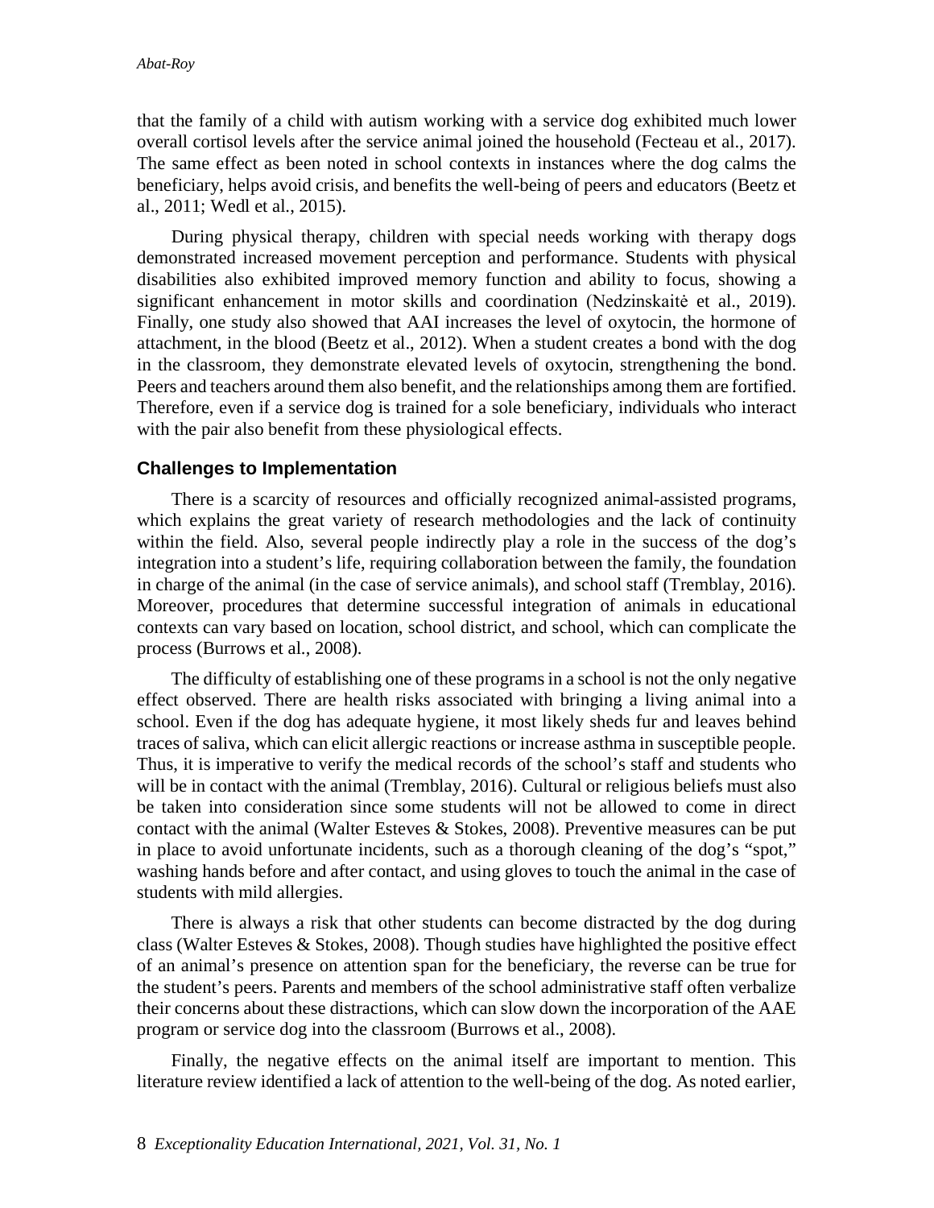that the family of a child with autism working with a service dog exhibited much lower overall cortisol levels after the service animal joined the household (Fecteau et al., 2017). The same effect as been noted in school contexts in instances where the dog calms the beneficiary, helps avoid crisis, and benefits the well-being of peers and educators (Beetz et al., 2011; Wedl et al., 2015).

During physical therapy, children with special needs working with therapy dogs demonstrated increased movement perception and performance. Students with physical disabilities also exhibited improved memory function and ability to focus, showing a significant enhancement in motor skills and coordination (Nedzinskaitė et al., 2019). Finally, one study also showed that AAI increases the level of oxytocin, the hormone of attachment, in the blood (Beetz et al., 2012). When a student creates a bond with the dog in the classroom, they demonstrate elevated levels of oxytocin, strengthening the bond. Peers and teachers around them also benefit, and the relationships among them are fortified. Therefore, even if a service dog is trained for a sole beneficiary, individuals who interact with the pair also benefit from these physiological effects.

### Challenges to Implementation

There is a scarcity of resources and officially recognized animal-assisted programs, which explains the great variety of research methodologies and the lack of continuity within the field. Also, several people indirectly play a role in the success of the dog's integration into a student's life, requiring collaboration between the family, the foundation in charge of the animal (in the case of service animals), and school staff (Tremblay, 2016). Moreover, procedures that determine successful integration of animals in educational contexts can vary based on location, school district, and school, which can complicate the process (Burrows et al., 2008).

The difficulty of establishing one of these programs in a school is not the only negative effect observed. There are health risks associated with bringing a living animal into a school. Even if the dog has adequate hygiene, it most likely sheds fur and leaves behind traces of saliva, which can elicit allergic reactions or increase asthma in susceptible people. Thus, it is imperative to verify the medical records of the school's staff and students who will be in contact with the animal (Tremblay, 2016). Cultural or religious beliefs must also be taken into consideration since some students will not be allowed to come in direct contact with the animal (Walter Esteves & Stokes, 2008). Preventive measures can be put in place to avoid unfortunate incidents, such as a thorough cleaning of the dog's "spot," washing hands before and after contact, and using gloves to touch the animal in the case of students with mild allergies.

There is always a risk that other students can become distracted by the dog during class (Walter Esteves & Stokes, 2008). Though studies have highlighted the positive effect of an animal's presence on attention span for the beneficiary, the reverse can be true for the student's peers. Parents and members of the school administrative staff often verbalize their concerns about these distractions, which can slow down the incorporation of the AAE program or service dog into the classroom (Burrows et al., 2008).

Finally, the negative effects on the animal itself are important to mention. This literature review identified a lack of attention to the well-being of the dog. As noted earlier,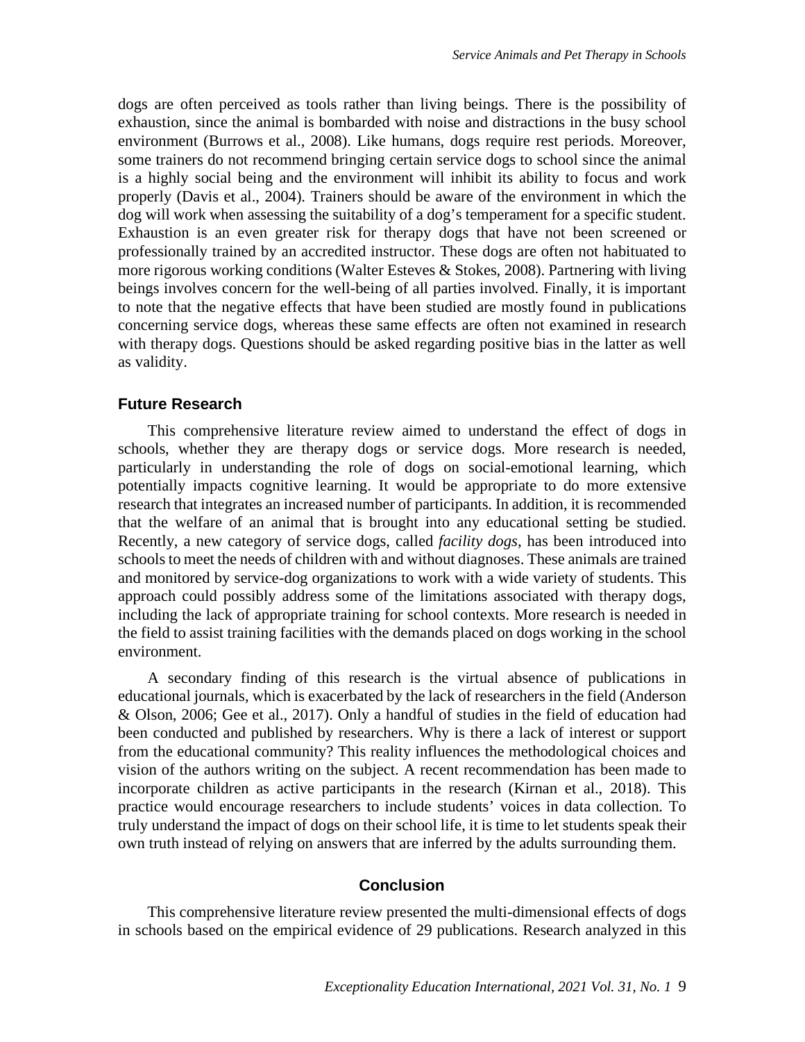dogs are often perceived as tools rather than living beings. There is the possibility of exhaustion, since the animal is bombarded with noise and distractions in the busy school environment (Burrows et al., 2008). Like humans, dogs require rest periods. Moreover, some trainers do not recommend bringing certain service dogs to school since the animal is a highly social being and the environment will inhibit its ability to focus and work properly (Davis et al., 2004). Trainers should be aware of the environment in which the dog will work when assessing the suitability of a dog's temperament for a specific student. Exhaustion is an even greater risk for therapy dogs that have not been screened or professionally trained by an accredited instructor. These dogs are often not habituated to more rigorous working conditions (Walter Esteves & Stokes, 2008). Partnering with living beings involves concern for the well-being of all parties involved. Finally, it is important to note that the negative effects that have been studied are mostly found in publications concerning service dogs, whereas these same effects are often not examined in research with therapy dogs. Questions should be asked regarding positive bias in the latter as well as validity.

### Future Research

This comprehensive literature review aimed to understand the effect of dogs in schools, whether they are therapy dogs or service dogs. More research is needed, particularly in understanding the role of dogs on social-emotional learning, which potentially impacts cognitive learning. It would be appropriate to do more extensive research that integrates an increased number of participants. In addition, it is recommended that the welfare of an animal that is brought into any educational setting be studied. Recently, a new category of service dogs, called *facility dogs*, has been introduced into schools to meet the needs of children with and without diagnoses. These animals are trained and monitored by service-dog organizations to work with a wide variety of students. This approach could possibly address some of the limitations associated with therapy dogs, including the lack of appropriate training for school contexts. More research is needed in the field to assist training facilities with the demands placed on dogs working in the school environment.

A secondary finding of this research is the virtual absence of publications in educational journals, which is exacerbated by the lack of researchers in the field (Anderson & Olson, 2006; Gee et al., 2017). Only a handful of studies in the field of education had been conducted and published by researchers. Why is there a lack of interest or support from the educational community? This reality influences the methodological choices and vision of the authors writing on the subject. A recent recommendation has been made to incorporate children as active participants in the research (Kirnan et al., 2018). This practice would encourage researchers to include students' voices in data collection. To truly understand the impact of dogs on their school life, it is time to let students speak their own truth instead of relying on answers that are inferred by the adults surrounding them.

## Conclusion

This comprehensive literature review presented the multi-dimensional effects of dogs in schools based on the empirical evidence of 29 publications. Research analyzed in this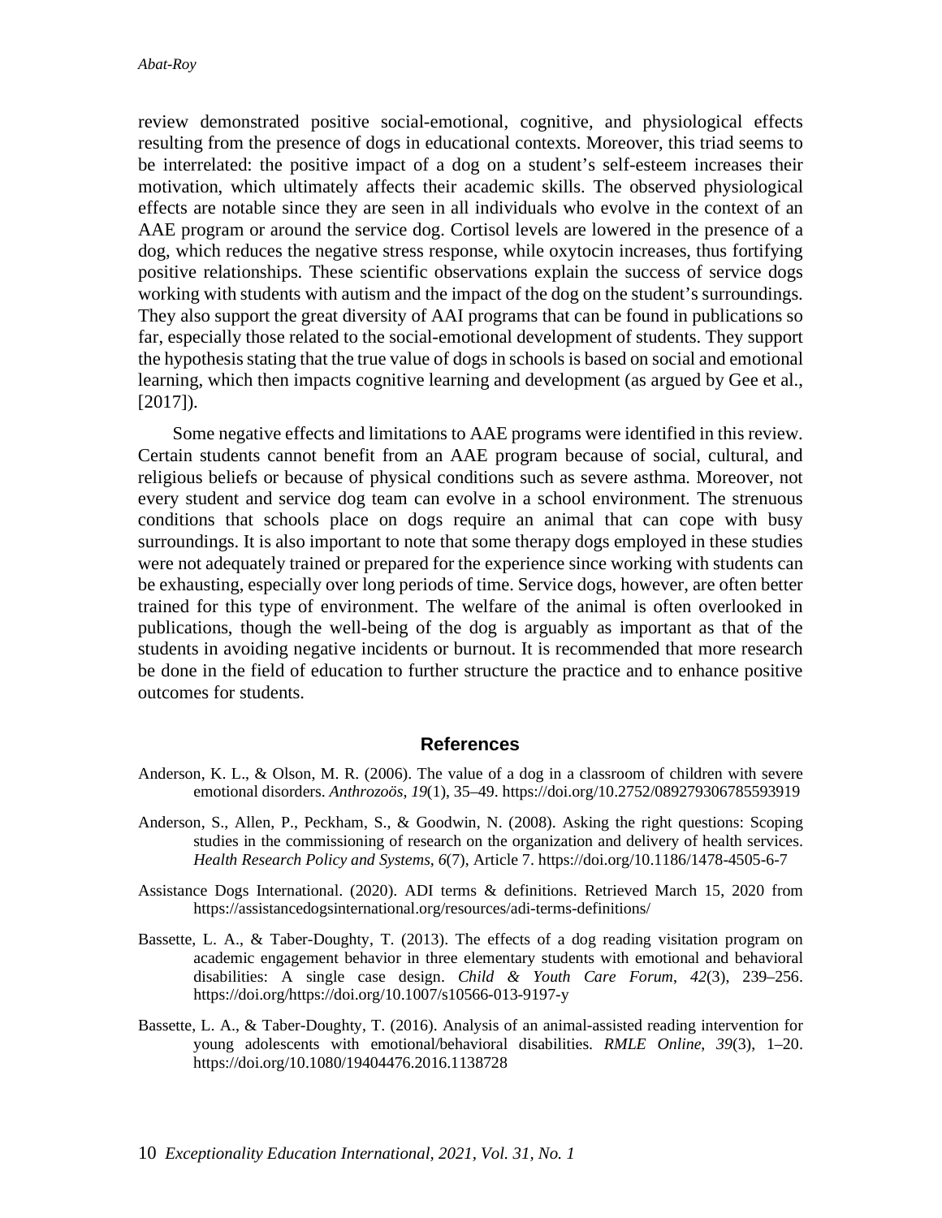review demonstrated positive social-emotional, cognitive, and physiological effects resulting from the presence of dogs in educational contexts. Moreover, this triad seems to be interrelated: the positive impact of a dog on a student's self-esteem increases their motivation, which ultimately affects their academic skills. The observed physiological effects are notable since they are seen in all individuals who evolve in the context of an AAE program or around the service dog. Cortisol levels are lowered in the presence of a dog, which reduces the negative stress response, while oxytocin increases, thus fortifying positive relationships. These scientific observations explain the success of service dogs working with students with autism and the impact of the dog on the student's surroundings. They also support the great diversity of AAI programs that can be found in publications so far, especially those related to the social-emotional development of students. They support the hypothesis stating that the true value of dogs in schools is based on social and emotional learning, which then impacts cognitive learning and development (as argued by Gee et al., [2017]).

Some negative effects and limitations to AAE programs were identified in this review. Certain students cannot benefit from an AAE program because of social, cultural, and religious beliefs or because of physical conditions such as severe asthma. Moreover, not every student and service dog team can evolve in a school environment. The strenuous conditions that schools place on dogs require an animal that can cope with busy surroundings. It is also important to note that some therapy dogs employed in these studies were not adequately trained or prepared for the experience since working with students can be exhausting, especially over long periods of time. Service dogs, however, are often better trained for this type of environment. The welfare of the animal is often overlooked in publications, though the well-being of the dog is arguably as important as that of the students in avoiding negative incidents or burnout. It is recommended that more research be done in the field of education to further structure the practice and to enhance positive outcomes for students.

## References

Anderson, K. L., & Olson, M. R. (2006). The value of a dog in a classroom of children with severe emotional disorders. *Anthrozoös*, *19*(1), 35–49. https://doi.org/10.2752/089279306785593919

Anderson, S., Allen, P., Peckham, S., & Goodwin, N. (2008). Asking the right questions: Scoping studies in the commissioning of research on the organization and delivery of health services. *Health Research Policy and Systems, 6*(7), Article 7. https://doi.org/10.1186/1478-4505-6-7

Assistance Dogs International. (2020). ADI terms & definitions. Retrieved March 15, 2020 from https://assistancedogsinternational.org/resources/adi-terms-definitions/

Bassette, L. A., & Taber-Doughty, T. (2013). The effects of a dog reading visitation program on academic engagement behavior in three elementary students with emotional and behavioral disabilities: A single case design. *Child & Youth Care Forum*, *42*(3), 239–256. https://doi.org/https://doi.org/10.1007/s10566-013-9197-y

Bassette, L. A., & Taber-Doughty, T. (2016). Analysis of an animal-assisted reading intervention for young adolescents with emotional/behavioral disabilities. *RMLE Online*, *39*(3), 1–20. https://doi.org/10.1080/19404476.2016.1138728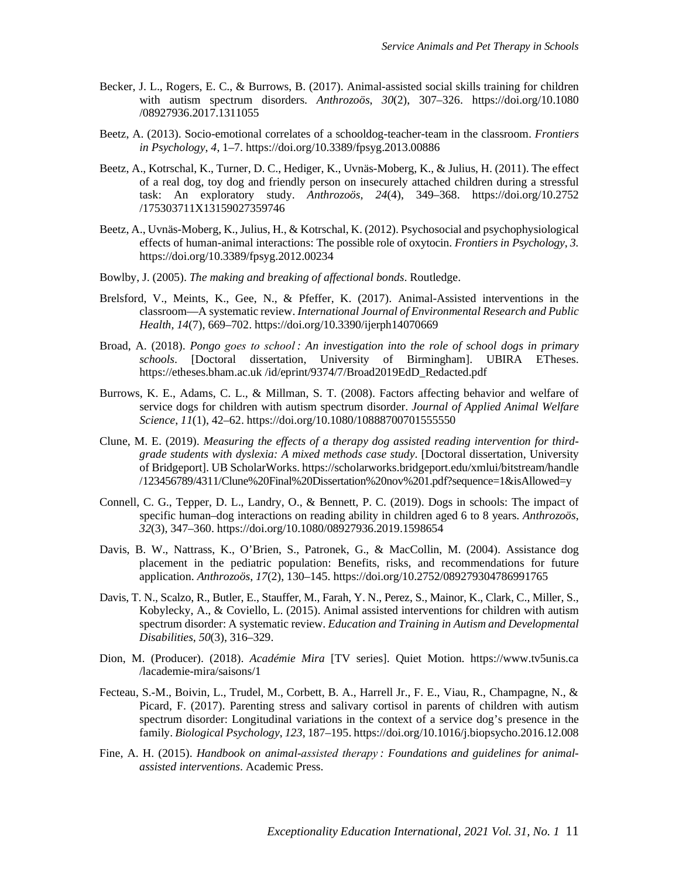Becker, J. L., Rogers, E. C., & Burrows, B. (2017). Animal-assisted social skills training for children with autism spectrum disorders. *Anthrozoös*, *30*(2), 307–326. https://doi.org/10.1080/08927936.2017.1311055

Beetz, A. (2013). Socio-emotional correlates of a schooldog-teacher-team in the classroom. *Frontiers in Psychology*, *4*, 1–7. https://doi.org/10.3389/fpsyg.2013.00886

Beetz, A., Kotrschal, K., Turner, D. C., Hediger, K., Uvnäs-Moberg, K., & Julius, H. (2011). The effect of a real dog, toy dog and friendly person on insecurely attached children during a stressful task: An exploratory study. *Anthrozoös*, *24*(4), 349–368. https://doi.org/10.2752/175303711X13159027359746

Beetz, A., Uvnäs-Moberg, K., Julius, H., & Kotrschal, K. (2012). Psychosocial and psychophysiological effects of human-animal interactions: The possible role of oxytocin. *Frontiers in Psychology*, *3*. https://doi.org/10.3389/fpsyg.2012.00234

Bowlby, J. (2005). *The making and breaking of affectional bonds*. Routledge.

Brelsford, V., Meints, K., Gee, N., & Pfeffer, K. (2017). Animal-Assisted interventions in the classroom—A systematic review. *International Journal of Environmental Research and Public Health*, *14*(7), 669–702. https://doi.org/10.3390/ijerph14070669

Broad, A. (2018). *Pongo goes to school : An investigation into the role of school dogs in primary schools*. [Doctoral dissertation, University of Birmingham]. UBIRA ETheses. https://etheses.bham.ac.uk /id/eprint/9374/7/Broad2019EdD_Redacted.pdf

Burrows, K. E., Adams, C. L., & Millman, S. T. (2008). Factors affecting behavior and welfare of service dogs for children with autism spectrum disorder. *Journal of Applied Animal Welfare Science*, *11*(1), 42–62. https://doi.org/10.1080/10888700701555550

Clune, M. E. (2019). *Measuring the effects of a therapy dog assisted reading intervention for third-grade students with dyslexia: A mixed methods case study*. [Doctoral dissertation, University of Bridgeport]. UB ScholarWorks. https://scholarworks.bridgeport.edu/xmlui/bitstream/handle/123456789/4311/Clune%20Final%20Dissertation%20nov%201.pdf?sequence=1&isAllowed=y

Connell, C. G., Tepper, D. L., Landry, O., & Bennett, P. C. (2019). Dogs in schools: The impact of specific human–dog interactions on reading ability in children aged 6 to 8 years. *Anthrozoös*, *32*(3), 347–360. https://doi.org/10.1080/08927936.2019.1598654

Davis, B. W., Nattrass, K., O'Brien, S., Patronek, G., & MacCollin, M. (2004). Assistance dog placement in the pediatric population: Benefits, risks, and recommendations for future application. *Anthrozoös*, *17*(2), 130–145. https://doi.org/10.2752/089279304786991765

Davis, T. N., Scalzo, R., Butler, E., Stauffer, M., Farah, Y. N., Perez, S., Mainor, K., Clark, C., Miller, S., Kobylecky, A., & Coviello, L. (2015). Animal assisted interventions for children with autism spectrum disorder: A systematic review. *Education and Training in Autism and Developmental Disabilities*, *50*(3), 316–329.

Dion, M. (Producer). (2018). *Académie Mira* [TV series]. Quiet Motion. https://www.tv5unis.ca/lacademie-mira/saisons/1

Fecteau, S.-M., Boivin, L., Trudel, M., Corbett, B. A., Harrell Jr., F. E., Viau, R., Champagne, N., & Picard, F. (2017). Parenting stress and salivary cortisol in parents of children with autism spectrum disorder: Longitudinal variations in the context of a service dog's presence in the family. *Biological Psychology*, *123*, 187–195. https://doi.org/10.1016/j.biopsycho.2016.12.008

Fine, A. H. (2015). *Handbook on animal-assisted therapy : Foundations and guidelines for animal-assisted interventions*. Academic Press.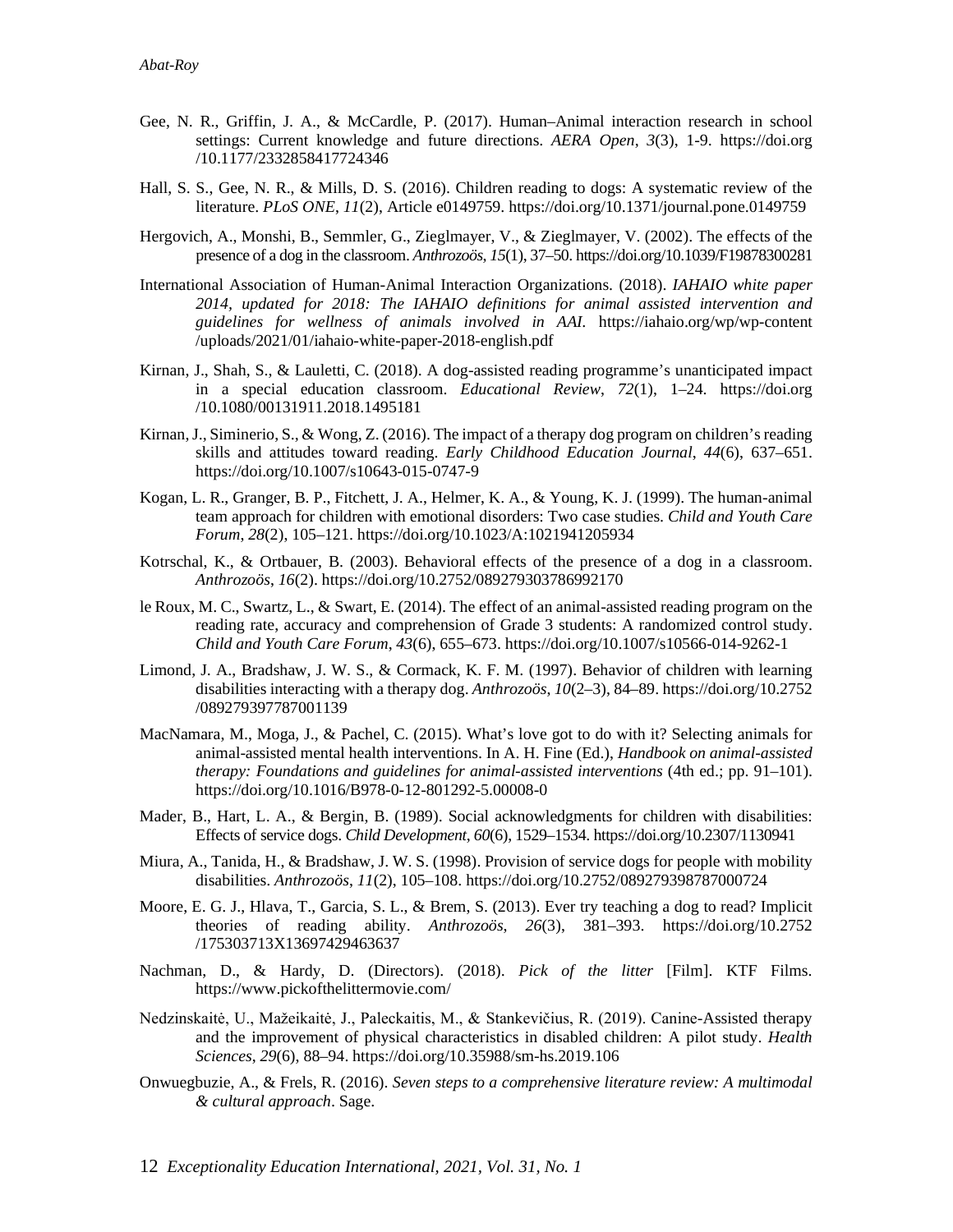Gee, N. R., Griffin, J. A., & McCardle, P. (2017). Human–Animal interaction research in school settings: Current knowledge and future directions. *AERA Open*, *3*(3), 1-9. https://doi.org/10.1177/2332858417724346

Hall, S. S., Gee, N. R., & Mills, D. S. (2016). Children reading to dogs: A systematic review of the literature. *PLoS ONE*, *11*(2), Article e0149759. https://doi.org/10.1371/journal.pone.0149759

Hergovich, A., Monshi, B., Semmler, G., Zieglmayer, V., & Zieglmayer, V. (2002). The effects of the presence of a dog in the classroom. *Anthrozoös*, *15*(1), 37–50. https://doi.org/10.1039/F19878300281

International Association of Human-Animal Interaction Organizations. (2018). *IAHAIO white paper 2014, updated for 2018: The IAHAIO definitions for animal assisted intervention and guidelines for wellness of animals involved in AAI.* https://iahaio.org/wp/wp-content/uploads/2021/01/iahaio-white-paper-2018-english.pdf

Kirnan, J., Shah, S., & Lauletti, C. (2018). A dog-assisted reading programme's unanticipated impact in a special education classroom. *Educational Review*, *72*(1), 1–24. https://doi.org/10.1080/00131911.2018.1495181

Kirnan, J., Siminerio, S., & Wong, Z. (2016). The impact of a therapy dog program on children's reading skills and attitudes toward reading. *Early Childhood Education Journal*, *44*(6), 637–651. https://doi.org/10.1007/s10643-015-0747-9

Kogan, L. R., Granger, B. P., Fitchett, J. A., Helmer, K. A., & Young, K. J. (1999). The human-animal team approach for children with emotional disorders: Two case studies. *Child and Youth Care Forum*, *28*(2), 105–121. https://doi.org/10.1023/A:1021941205934

Kotrschal, K., & Ortbauer, B. (2003). Behavioral effects of the presence of a dog in a classroom. *Anthrozoös*, *16*(2). https://doi.org/10.2752/089279303786992170

le Roux, M. C., Swartz, L., & Swart, E. (2014). The effect of an animal-assisted reading program on the reading rate, accuracy and comprehension of Grade 3 students: A randomized control study. *Child and Youth Care Forum*, *43*(6), 655–673. https://doi.org/10.1007/s10566-014-9262-1

Limond, J. A., Bradshaw, J. W. S., & Cormack, K. F. M. (1997). Behavior of children with learning disabilities interacting with a therapy dog. *Anthrozoös*, *10*(2–3), 84–89. https://doi.org/10.2752/089279397787001139

MacNamara, M., Moga, J., & Pachel, C. (2015). What's love got to do with it? Selecting animals for animal-assisted mental health interventions. In A. H. Fine (Ed.), *Handbook on animal-assisted therapy: Foundations and guidelines for animal-assisted interventions* (4th ed.; pp. 91–101). https://doi.org/10.1016/B978-0-12-801292-5.00008-0

Mader, B., Hart, L. A., & Bergin, B. (1989). Social acknowledgments for children with disabilities: Effects of service dogs. *Child Development*, *60*(6), 1529–1534. https://doi.org/10.2307/1130941

Miura, A., Tanida, H., & Bradshaw, J. W. S. (1998). Provision of service dogs for people with mobility disabilities. *Anthrozoös*, *11*(2), 105–108. https://doi.org/10.2752/089279398787000724

Moore, E. G. J., Hlava, T., Garcia, S. L., & Brem, S. (2013). Ever try teaching a dog to read? Implicit theories of reading ability. *Anthrozoös*, *26*(3), 381–393. https://doi.org/10.2752/175303713X13697429463637

Nachman, D., & Hardy, D. (Directors). (2018). *Pick of the litter* [Film]. KTF Films. https://www.pickofthelittermovie.com/

Nedzinskaitė, U., Mažeikaitė, J., Paleckaitis, M., & Stankevičius, R. (2019). Canine-Assisted therapy and the improvement of physical characteristics in disabled children: A pilot study. *Health Sciences*, *29*(6), 88–94. https://doi.org/10.35988/sm-hs.2019.106

Onwuegbuzie, A., & Frels, R. (2016). *Seven steps to a comprehensive literature review: A multimodal & cultural approach*. Sage.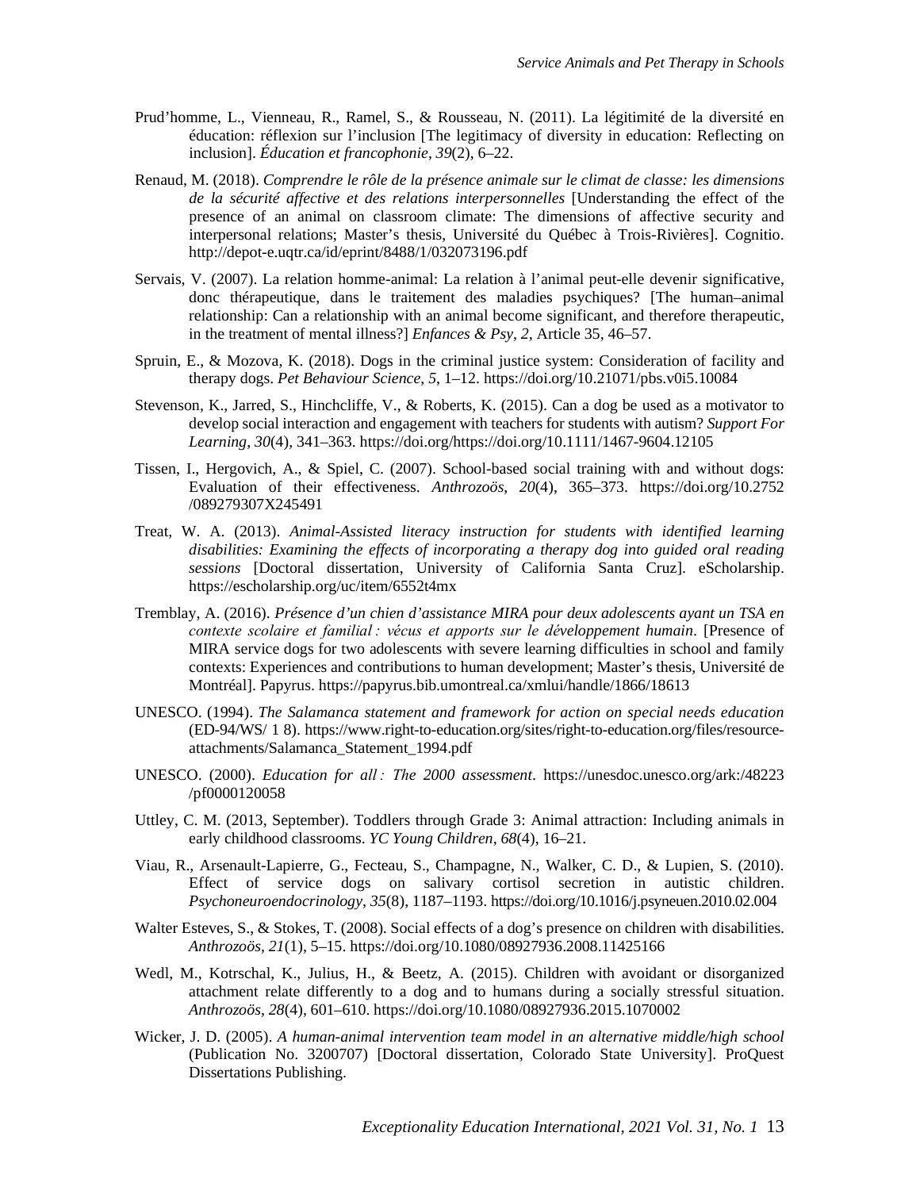Prud'homme, L., Vienneau, R., Ramel, S., & Rousseau, N. (2011). La légitimité de la diversité en éducation: réflexion sur l'inclusion [The legitimacy of diversity in education: Reflecting on inclusion]. *Éducation et francophonie*, *39*(2), 6–22.

Renaud, M. (2018). *Comprendre le rôle de la présence animale sur le climat de classe: les dimensions de la sécurité affective et des relations interpersonnelles* [Understanding the effect of the presence of an animal on classroom climate: The dimensions of affective security and interpersonal relations; Master's thesis, Université du Québec à Trois-Rivières]. Cognitio. http://depot-e.uqtr.ca/id/eprint/8488/1/032073196.pdf

Servais, V. (2007). La relation homme-animal: La relation à l'animal peut-elle devenir significative, donc thérapeutique, dans le traitement des maladies psychiques? [The human–animal relationship: Can a relationship with an animal become significant, and therefore therapeutic, in the treatment of mental illness?] *Enfances & Psy*, *2*, Article 35, 46–57.

Spruin, E., & Mozova, K. (2018). Dogs in the criminal justice system: Consideration of facility and therapy dogs. *Pet Behaviour Science*, *5*, 1–12. https://doi.org/10.21071/pbs.v0i5.10084

Stevenson, K., Jarred, S., Hinchcliffe, V., & Roberts, K. (2015). Can a dog be used as a motivator to develop social interaction and engagement with teachers for students with autism? *Support For Learning*, *30*(4), 341–363. https://doi.org/https://doi.org/10.1111/1467-9604.12105

Tissen, I., Hergovich, A., & Spiel, C. (2007). School-based social training with and without dogs: Evaluation of their effectiveness. *Anthrozoös*, *20*(4), 365–373. https://doi.org/10.2752/089279307X245491

Treat, W. A. (2013). *Animal-Assisted literacy instruction for students with identified learning disabilities: Examining the effects of incorporating a therapy dog into guided oral reading sessions* [Doctoral dissertation, University of California Santa Cruz]. eScholarship. https://escholarship.org/uc/item/6552t4mx

Tremblay, A. (2016). *Présence d'un chien d'assistance MIRA pour deux adolescents ayant un TSA en contexte scolaire et familial : vécus et apports sur le développement humain*. [Presence of MIRA service dogs for two adolescents with severe learning difficulties in school and family contexts: Experiences and contributions to human development; Master's thesis, Université de Montréal]. Papyrus. https://papyrus.bib.umontreal.ca/xmlui/handle/1866/18613

UNESCO. (1994). *The Salamanca statement and framework for action on special needs education* (ED-94/WS/ 1 8). https://www.right-to-education.org/sites/right-to-education.org/files/resource-attachments/Salamanca_Statement_1994.pdf

UNESCO. (2000). *Education for all : The 2000 assessment*. https://unesdoc.unesco.org/ark:/48223/pf0000120058

Uttley, C. M. (2013, September). Toddlers through Grade 3: Animal attraction: Including animals in early childhood classrooms. *YC Young Children*, *68*(4), 16–21.

Viau, R., Arsenault-Lapierre, G., Fecteau, S., Champagne, N., Walker, C. D., & Lupien, S. (2010). Effect of service dogs on salivary cortisol secretion in autistic children. *Psychoneuroendocrinology*, *35*(8), 1187–1193. https://doi.org/10.1016/j.psyneuen.2010.02.004

Walter Esteves, S., & Stokes, T. (2008). Social effects of a dog's presence on children with disabilities. *Anthrozoös*, *21*(1), 5–15. https://doi.org/10.1080/08927936.2008.11425166

Wedl, M., Kotrschal, K., Julius, H., & Beetz, A. (2015). Children with avoidant or disorganized attachment relate differently to a dog and to humans during a socially stressful situation. *Anthrozoös*, *28*(4), 601–610. https://doi.org/10.1080/08927936.2015.1070002

Wicker, J. D. (2005). *A human-animal intervention team model in an alternative middle/high school* (Publication No. 3200707) [Doctoral dissertation, Colorado State University]. ProQuest Dissertations Publishing.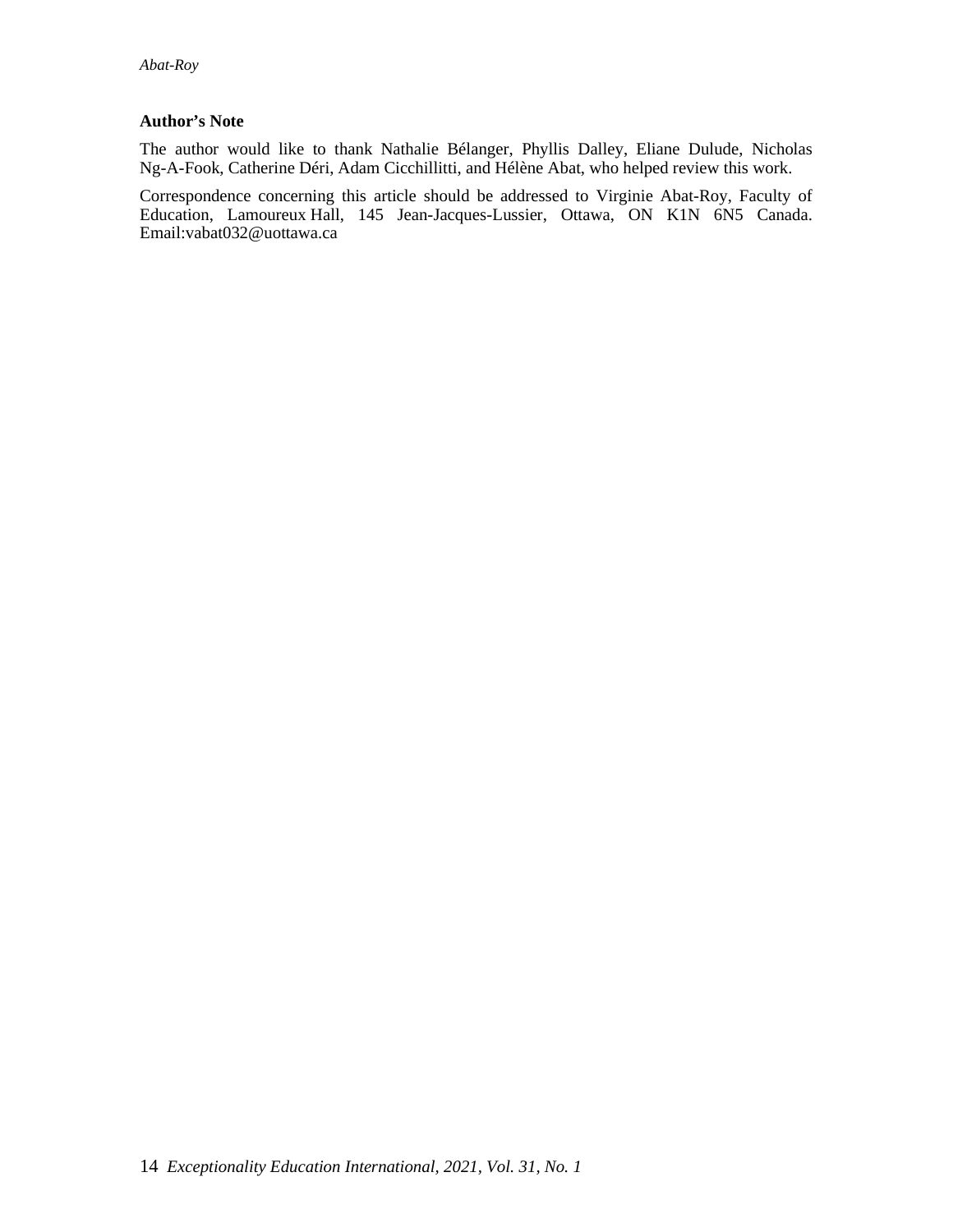**Author's Note**

The author would like to thank Nathalie Bélanger, Phyllis Dalley, Eliane Dulude, Nicholas Ng-A-Fook, Catherine Déri, Adam Cicchillitti, and Hélène Abat, who helped review this work.

Correspondence concerning this article should be addressed to Virginie Abat-Roy, Faculty of Education, Lamoureux Hall, 145 Jean-Jacques-Lussier, Ottawa, ON K1N 6N5 Canada. Email:vabat032@uottawa.ca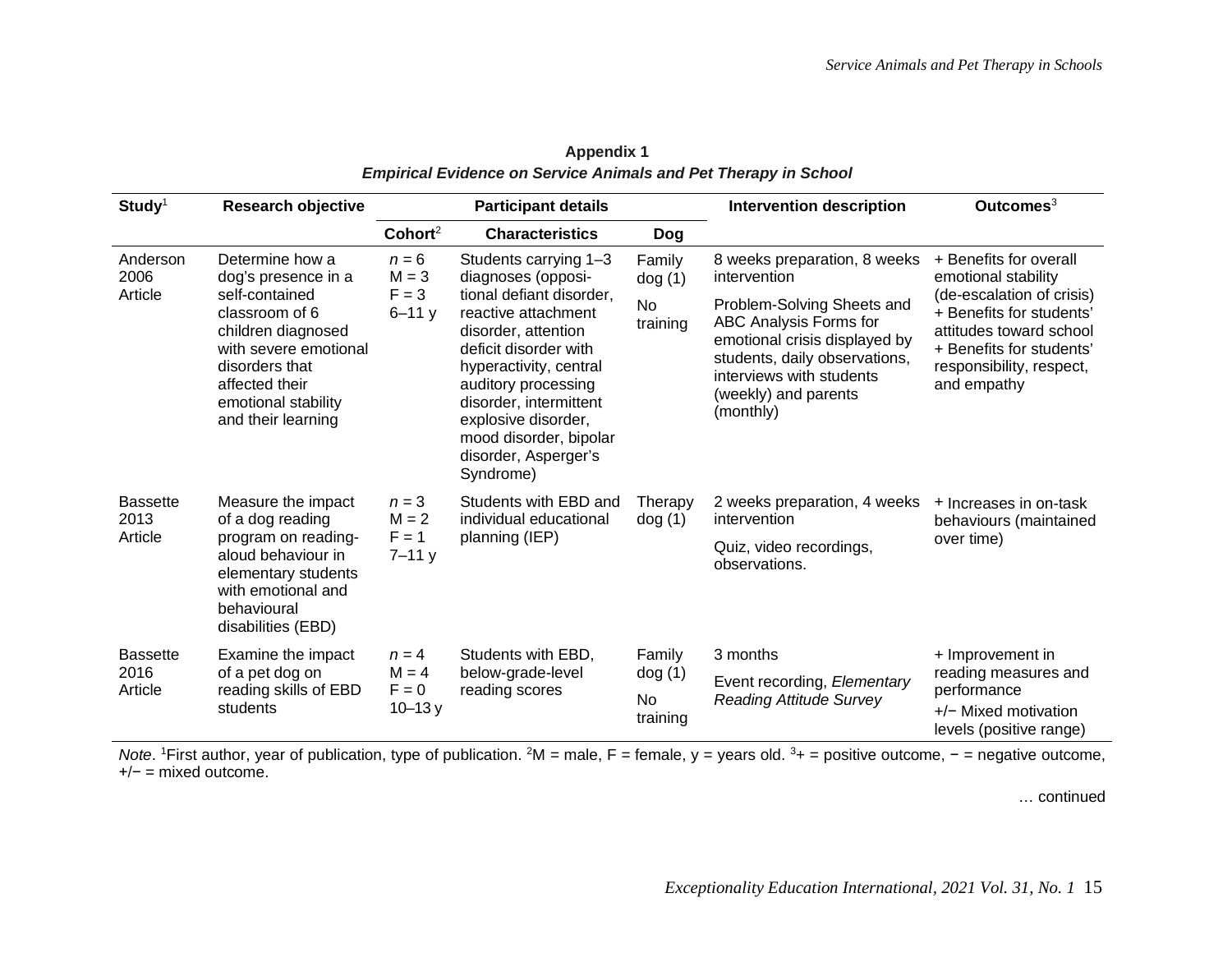**Appendix 1**

***Empirical Evidence on Service Animals and Pet Therapy in School***

| Study[1] | Research objective | Participant details | | | Intervention description | Outcomes[3] |
|---|---|---|---|---|---|---|
| | | Cohort[2] | Characteristics | Dog | | |
| Anderson 2006 Article | Determine how a dog's presence in a self-contained classroom of 6 children diagnosed with severe emotional disorders that affected their emotional stability and their learning | *n* = 6 M = 3 F = 3 6–11 y | Students carrying 1–3 diagnoses (oppositional defiant disorder, reactive attachment disorder, attention deficit disorder with hyperactivity, central auditory processing disorder, intermittent explosive disorder, mood disorder, bipolar disorder, Asperger's Syndrome) | Family dog (1) No training | 8 weeks preparation, 8 weeks intervention Problem-Solving Sheets and ABC Analysis Forms for emotional crisis displayed by students, daily observations, interviews with students (weekly) and parents (monthly) | + Benefits for overall emotional stability (de-escalation of crisis) + Benefits for students' attitudes toward school + Benefits for students' responsibility, respect, and empathy |
| Bassette 2013 Article | Measure the impact of a dog reading program on reading-aloud behaviour in elementary students with emotional and behavioural disabilities (EBD) | *n* = 3 M = 2 F = 1 7–11 y | Students with EBD and individual educational planning (IEP) | Therapy dog (1) | 2 weeks preparation, 4 weeks intervention Quiz, video recordings, observations. | + Increases in on-task behaviours (maintained over time) |
| Bassette 2016 Article | Examine the impact of a pet dog on reading skills of EBD students | *n* = 4 M = 4 F = 0 10–13 y | Students with EBD, below-grade-level reading scores | Family dog (1) No training | 3 months Event recording, *Elementary Reading Attitude Survey* | + Improvement in reading measures and performance +/− Mixed motivation levels (positive range) |

*Note*. [1]First author, year of publication, type of publication. [2]M = male, F = female, y = years old. [3]+ = positive outcome, − = negative outcome, +/− = mixed outcome.

… continued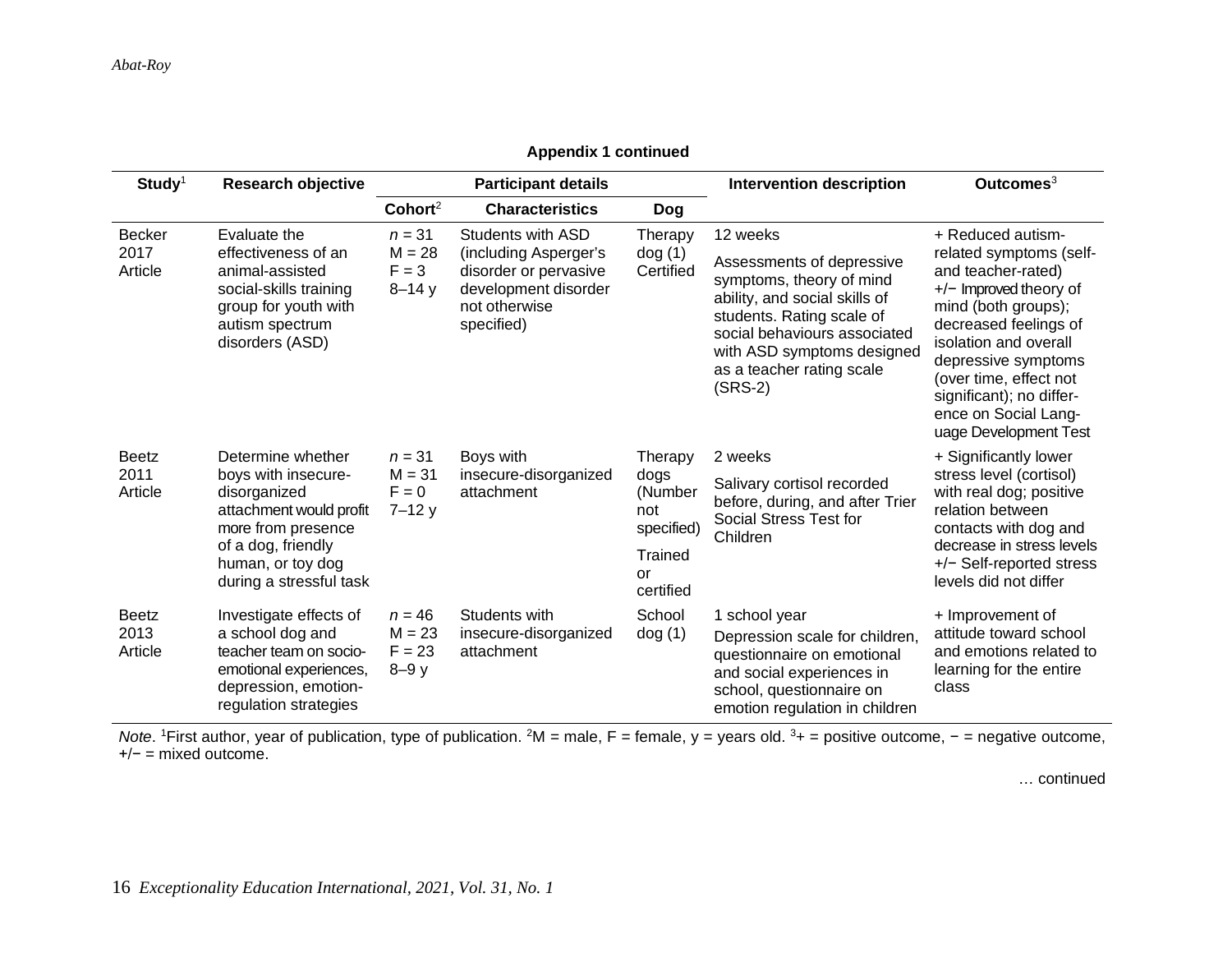**Appendix 1 continued**

| Study[1] | Research objective | Participant details | | | Intervention description | Outcomes[3] |
|---|---|---|---|---|---|---|
| | | Cohort[2] | Characteristics | Dog | | |
| Becker 2017 Article | Evaluate the effectiveness of an animal-assisted social-skills training group for youth with autism spectrum disorders (ASD) | *n* = 31 M = 28 F = 3 8–14 y | Students with ASD (including Asperger's disorder or pervasive development disorder not otherwise specified) | Therapy dog (1) Certified | 12 weeks<br>Assessments of depressive symptoms, theory of mind ability, and social skills of students. Rating scale of social behaviours associated with ASD symptoms designed as a teacher rating scale (SRS-2) | + Reduced autism-related symptoms (self- and teacher-rated)<br>+/− Improved theory of mind (both groups); decreased feelings of isolation and overall depressive symptoms (over time, effect not significant); no difference on Social Language Development Test |
| Beetz 2011 Article | Determine whether boys with insecure-disorganized attachment would profit more from presence of a dog, friendly human, or toy dog during a stressful task | *n* = 31 M = 31 F = 0 7–12 y | Boys with insecure-disorganized attachment | Therapy dogs (Number not specified)<br>Trained or certified | 2 weeks<br>Salivary cortisol recorded before, during, and after Trier Social Stress Test for Children | + Significantly lower stress level (cortisol) with real dog; positive relation between contacts with dog and decrease in stress levels<br>+/− Self-reported stress levels did not differ |
| Beetz 2013 Article | Investigate effects of a school dog and teacher team on socio-emotional experiences, depression, emotion-regulation strategies | *n* = 46 M = 23 F = 23 8–9 y | Students with insecure-disorganized attachment | School dog (1) | 1 school year<br>Depression scale for children, questionnaire on emotional and social experiences in school, questionnaire on emotion regulation in children | + Improvement of attitude toward school and emotions related to learning for the entire class |

*Note*. [1]First author, year of publication, type of publication. [2]M = male, F = female, y = years old. [3]+ = positive outcome, − = negative outcome, +/− = mixed outcome.

… continued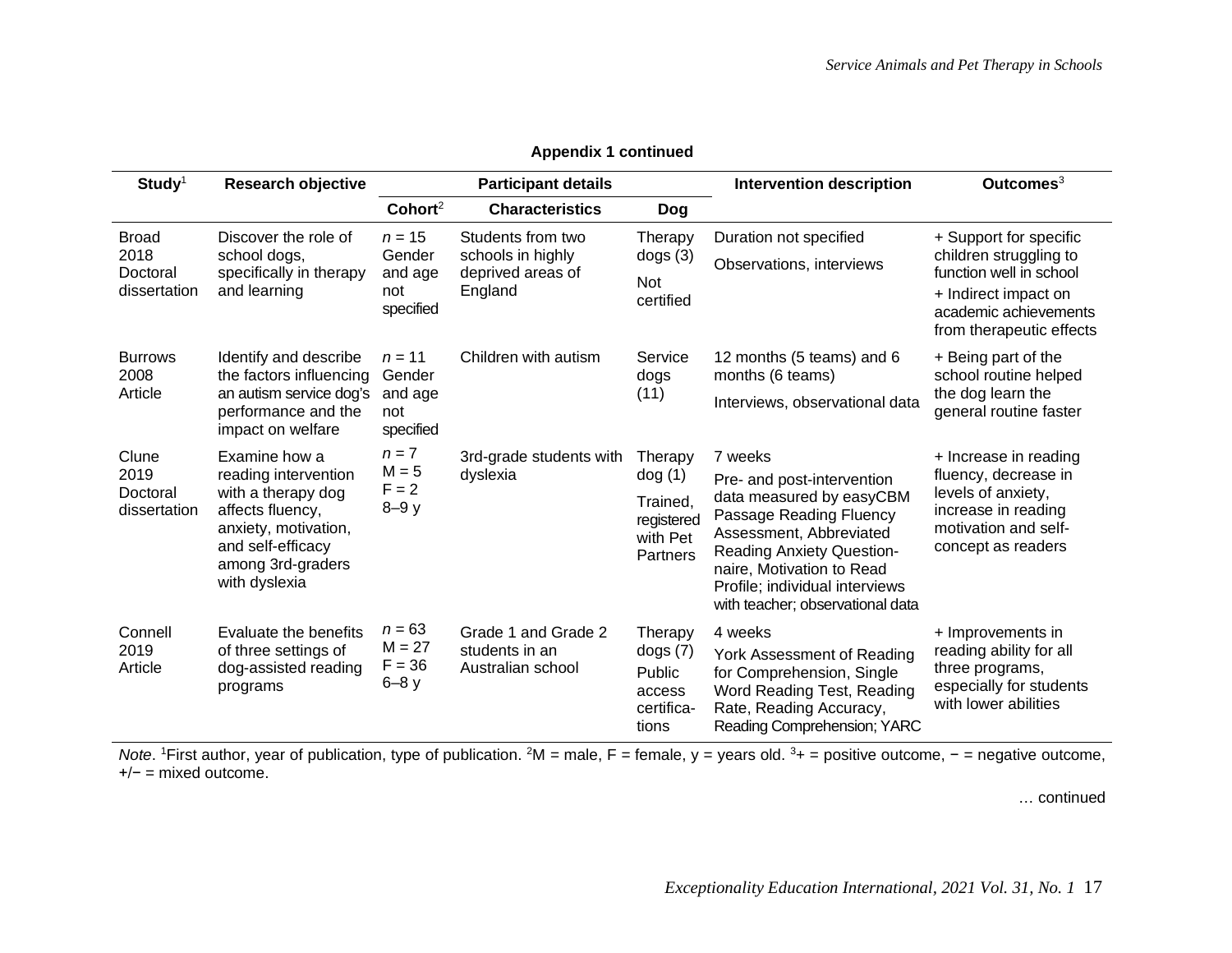**Appendix 1 continued**

| Study[1] | Research objective | Participant details | | | Intervention description | Outcomes[3] |
|---|---|---|---|---|---|---|
| | | Cohort[2] | Characteristics | Dog | | |
| Broad 2018 Doctoral dissertation | Discover the role of school dogs, specifically in therapy and learning | *n* = 15 Gender and age not specified | Students from two schools in highly deprived areas of England | Therapy dogs (3) Not certified | Duration not specified Observations, interviews | + Support for specific children struggling to function well in school + Indirect impact on academic achievements from therapeutic effects |
| Burrows 2008 Article | Identify and describe the factors influencing an autism service dog's performance and the impact on welfare | *n* = 11 Gender and age not specified | Children with autism | Service dogs (11) | 12 months (5 teams) and 6 months (6 teams) Interviews, observational data | + Being part of the school routine helped the dog learn the general routine faster |
| Clune 2019 Doctoral dissertation | Examine how a reading intervention with a therapy dog affects fluency, anxiety, motivation, and self-efficacy among 3rd-graders with dyslexia | *n* = 7 M = 5 F = 2 8–9 y | 3rd-grade students with dyslexia | Therapy dog (1) Trained, registered with Pet Partners | 7 weeks Pre- and post-intervention data measured by easyCBM Passage Reading Fluency Assessment, Abbreviated Reading Anxiety Question-naire, Motivation to Read Profile; individual interviews with teacher; observational data | + Increase in reading fluency, decrease in levels of anxiety, increase in reading motivation and self-concept as readers |
| Connell 2019 Article | Evaluate the benefits of three settings of dog-assisted reading programs | *n* = 63 M = 27 F = 36 6–8 y | Grade 1 and Grade 2 students in an Australian school | Therapy dogs (7) Public access certifica-tions | 4 weeks York Assessment of Reading for Comprehension, Single Word Reading Test, Reading Rate, Reading Accuracy, Reading Comprehension; YARC | + Improvements in reading ability for all three programs, especially for students with lower abilities |

*Note*. [1]First author, year of publication, type of publication. [2]M = male, F = female, y = years old. [3]+ = positive outcome, − = negative outcome, +/− = mixed outcome.

… continued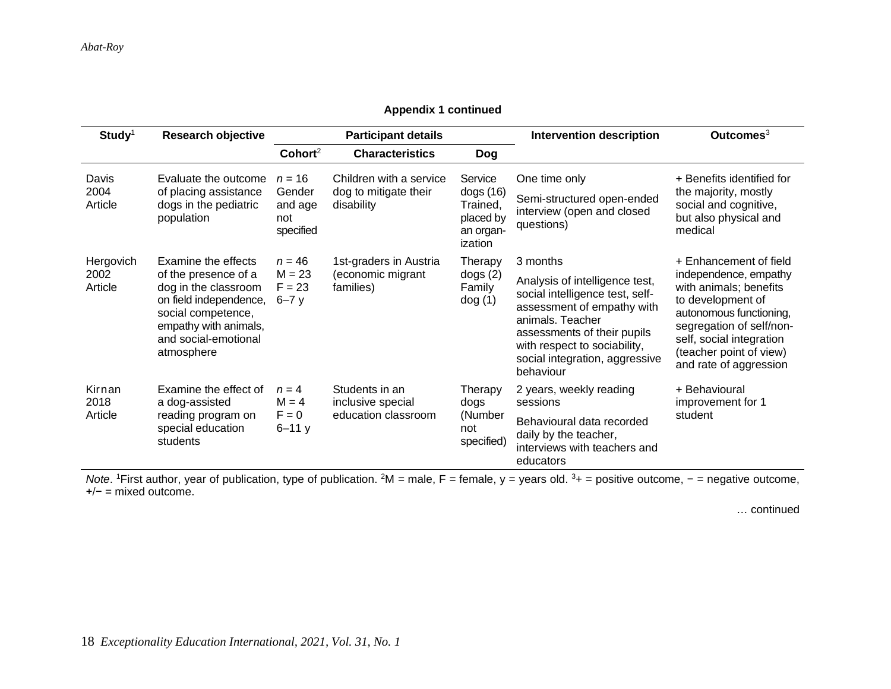**Appendix 1 continued**

| Study[1] | Research objective | Participant details | | | Intervention description | Outcomes[3] |
|---|---|---|---|---|---|---|
| | | Cohort[2] | Characteristics | Dog | | |
| Davis 2004 Article | Evaluate the outcome of placing assistance dogs in the pediatric population | *n* = 16 Gender and age not specified | Children with a service dog to mitigate their disability | Service dogs (16) Trained, placed by an organization | One time only<br>Semi-structured open-ended interview (open and closed questions) | + Benefits identified for the majority, mostly social and cognitive, but also physical and medical |
| Hergovich 2002 Article | Examine the effects of the presence of a dog in the classroom on field independence, social competence, empathy with animals, and social-emotional atmosphere | *n* = 46 M = 23 F = 23 6–7 y | 1st-graders in Austria (economic migrant families) | Therapy dogs (2) Family dog (1) | 3 months<br>Analysis of intelligence test, social intelligence test, self-assessment of empathy with animals. Teacher assessments of their pupils with respect to sociability, social integration, aggressive behaviour | + Enhancement of field independence, empathy with animals; benefits to development of autonomous functioning, segregation of self/non-self, social integration (teacher point of view) and rate of aggression |
| Kirnan 2018 Article | Examine the effect of a dog-assisted reading program on special education students | *n* = 4 M = 4 F = 0 6–11 y | Students in an inclusive special education classroom | Therapy dogs (Number not specified) | 2 years, weekly reading sessions<br>Behavioural data recorded daily by the teacher, interviews with teachers and educators | + Behavioural improvement for 1 student |

*Note*. [1]First author, year of publication, type of publication. [2]M = male, F = female, y = years old. [3]+ = positive outcome, − = negative outcome, +/− = mixed outcome.

… continued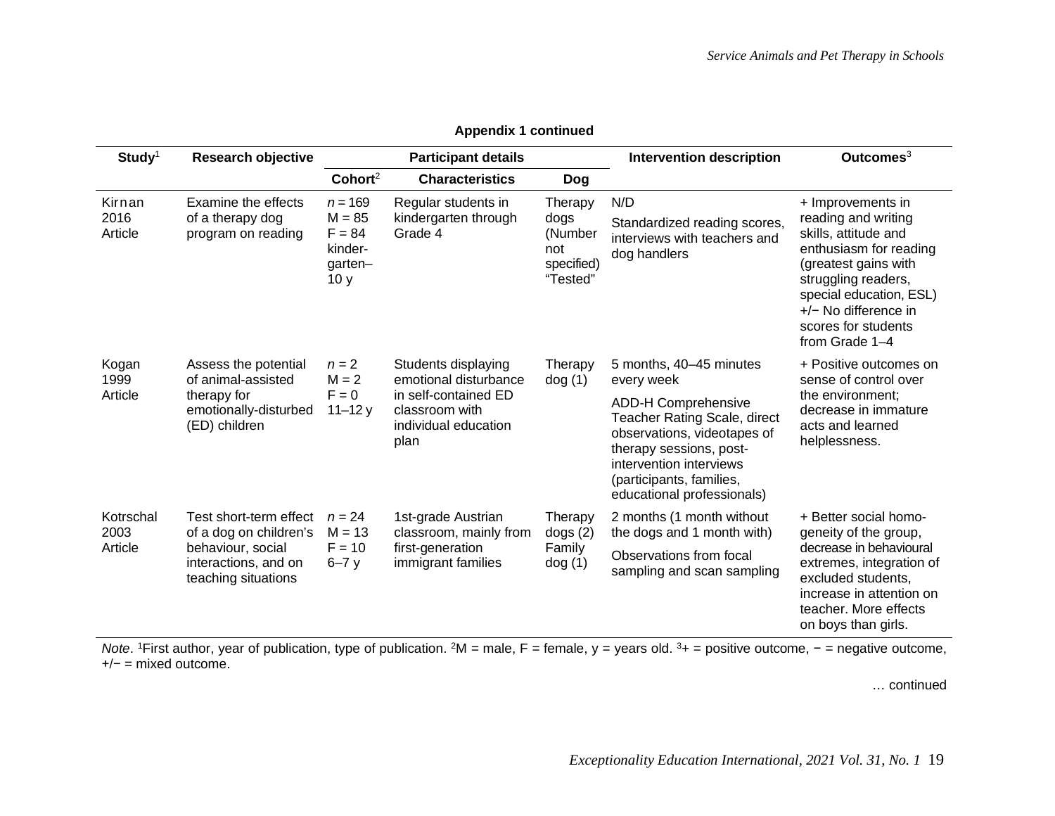**Appendix 1 continued**

| Study[1] | Research objective | Participant details | | | Intervention description | Outcomes[3] |
|---|---|---|---|---|---|---|
| | | Cohort[2] | Characteristics | Dog | | |
| Kirnan 2016 Article | Examine the effects of a therapy dog program on reading | $n$ = 169 M = 85 F = 84 kinder-garten–10 y | Regular students in kindergarten through Grade 4 | Therapy dogs (Number not specified) "Tested" | N/D<br>Standardized reading scores, interviews with teachers and dog handlers | + Improvements in reading and writing skills, attitude and enthusiasm for reading (greatest gains with struggling readers, special education, ESL)<br>+/− No difference in scores for students from Grade 1–4 |
| Kogan 1999 Article | Assess the potential of animal-assisted therapy for emotionally-disturbed (ED) children | $n$ = 2 M = 2 F = 0 11–12 y | Students displaying emotional disturbance in self-contained ED classroom with individual education plan | Therapy dog (1) | 5 months, 40–45 minutes every week<br>ADD-H Comprehensive Teacher Rating Scale, direct observations, videotapes of therapy sessions, post-intervention interviews (participants, families, educational professionals) | + Positive outcomes on sense of control over the environment; decrease in immature acts and learned helplessness. |
| Kotrschal 2003 Article | Test short-term effect of a dog on children's behaviour, social interactions, and on teaching situations | $n$ = 24 M = 13 F = 10 6–7 y | 1st-grade Austrian classroom, mainly from first-generation immigrant families | Therapy dogs (2) Family dog (1) | 2 months (1 month without the dogs and 1 month with)<br>Observations from focal sampling and scan sampling | + Better social homo-geneity of the group, decrease in behavioural extremes, integration of excluded students, increase in attention on teacher. More effects on boys than girls. |

*Note*. [1]First author, year of publication, type of publication. [2]M = male, F = female, y = years old. [3]+ = positive outcome, − = negative outcome, +/− = mixed outcome.

… continued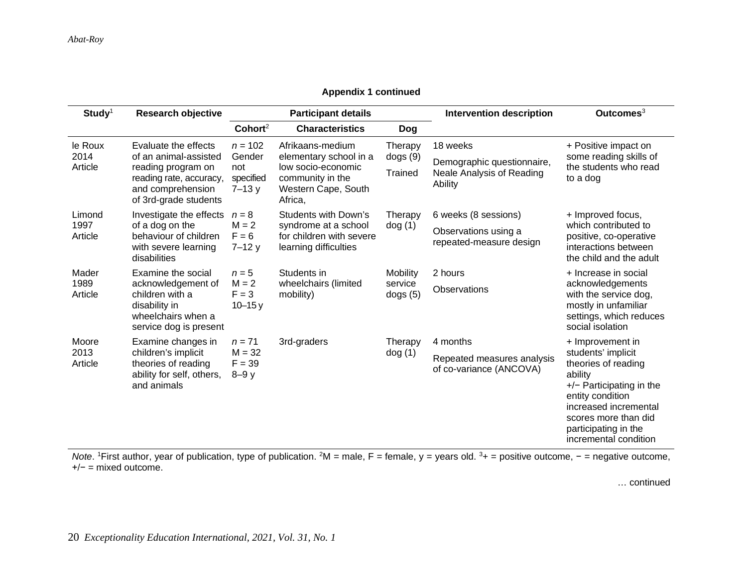**Appendix 1 continued**

| Study[1] | Research objective | Participant details | | | Intervention description | Outcomes[3] |
|---|---|---|---|---|---|---|
| | | Cohort[2] | Characteristics | Dog | | |
| le Roux 2014 Article | Evaluate the effects of an animal-assisted reading program on reading rate, accuracy, and comprehension of 3rd-grade students | $n$ = 102 Gender not specified 7–13 y | Afrikaans-medium elementary school in a low socio-economic community in the Western Cape, South Africa, | Therapy dogs (9) Trained | 18 weeks Demographic questionnaire, Neale Analysis of Reading Ability | + Positive impact on some reading skills of the students who read to a dog |
| Limond 1997 Article | Investigate the effects of a dog on the behaviour of children with severe learning disabilities | $n$ = 8 M = 2 F = 6 7–12 y | Students with Down's syndrome at a school for children with severe learning difficulties | Therapy dog (1) | 6 weeks (8 sessions) Observations using a repeated-measure design | + Improved focus, which contributed to positive, co-operative interactions between the child and the adult |
| Mader 1989 Article | Examine the social acknowledgement of children with a disability in wheelchairs when a service dog is present | $n$ = 5 M = 2 F = 3 10–15 y | Students in wheelchairs (limited mobility) | Mobility service dogs (5) | 2 hours Observations | + Increase in social acknowledgements with the service dog, mostly in unfamiliar settings, which reduces social isolation |
| Moore 2013 Article | Examine changes in children's implicit theories of reading ability for self, others, and animals | $n$ = 71 M = 32 F = 39 8–9 y | 3rd-graders | Therapy dog (1) | 4 months Repeated measures analysis of co-variance (ANCOVA) | + Improvement in students' implicit theories of reading ability +/− Participating in the entity condition increased incremental scores more than did participating in the incremental condition |

*Note*. [1]First author, year of publication, type of publication. [2]M = male, F = female, y = years old. [3]+ = positive outcome, − = negative outcome, +/− = mixed outcome.

… continued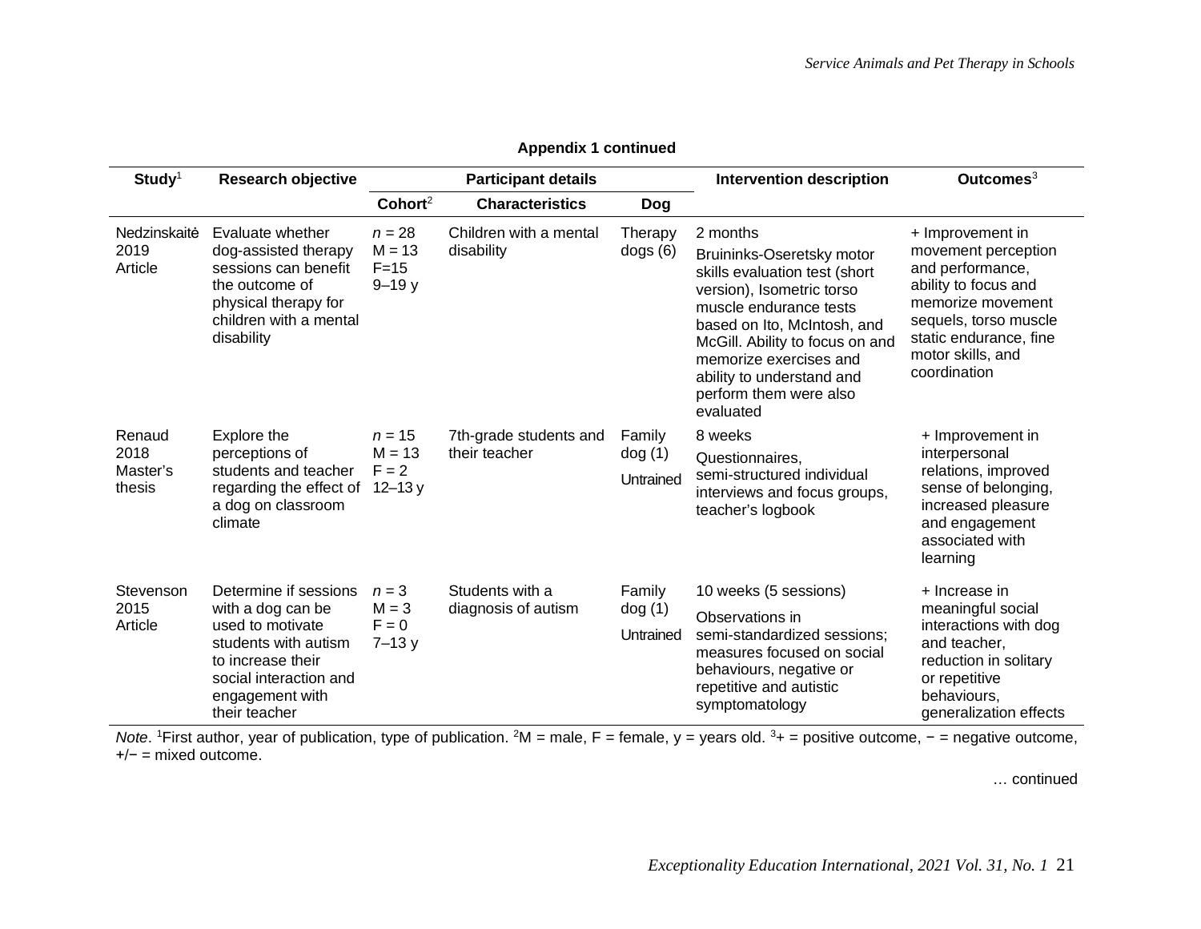**Appendix 1 continued**

| Study[1] | Research objective | Participant details | | | Intervention description | Outcomes[3] |
|---|---|---|---|---|---|---|
| | | Cohort[2] | Characteristics | Dog | | |
| Nedzinskaitė 2019 Article | Evaluate whether dog-assisted therapy sessions can benefit the outcome of physical therapy for children with a mental disability | *n* = 28 M = 13 F=15 9–19 y | Children with a mental disability | Therapy dogs (6) | 2 months Bruininks-Oseretsky motor skills evaluation test (short version), Isometric torso muscle endurance tests based on Ito, McIntosh, and McGill. Ability to focus on and memorize exercises and ability to understand and perform them were also evaluated | + Improvement in movement perception and performance, ability to focus and memorize movement sequels, torso muscle static endurance, fine motor skills, and coordination |
| Renaud 2018 Master's thesis | Explore the perceptions of students and teacher regarding the effect of a dog on classroom climate | *n* = 15 M = 13 F = 2 12–13 y | 7th-grade students and their teacher | Family dog (1) Untrained | 8 weeks Questionnaires, semi-structured individual interviews and focus groups, teacher's logbook | + Improvement in interpersonal relations, improved sense of belonging, increased pleasure and engagement associated with learning |
| Stevenson 2015 Article | Determine if sessions with a dog can be used to motivate students with autism to increase their social interaction and engagement with their teacher | *n* = 3 M = 3 F = 0 7–13 y | Students with a diagnosis of autism | Family dog (1) Untrained | 10 weeks (5 sessions) Observations in semi-standardized sessions; measures focused on social behaviours, negative or repetitive and autistic symptomatology | + Increase in meaningful social interactions with dog and teacher, reduction in solitary or repetitive behaviours, generalization effects |

*Note*. [1]First author, year of publication, type of publication. [2]M = male, F = female, y = years old. [3]+ = positive outcome, − = negative outcome, +/− = mixed outcome.

… continued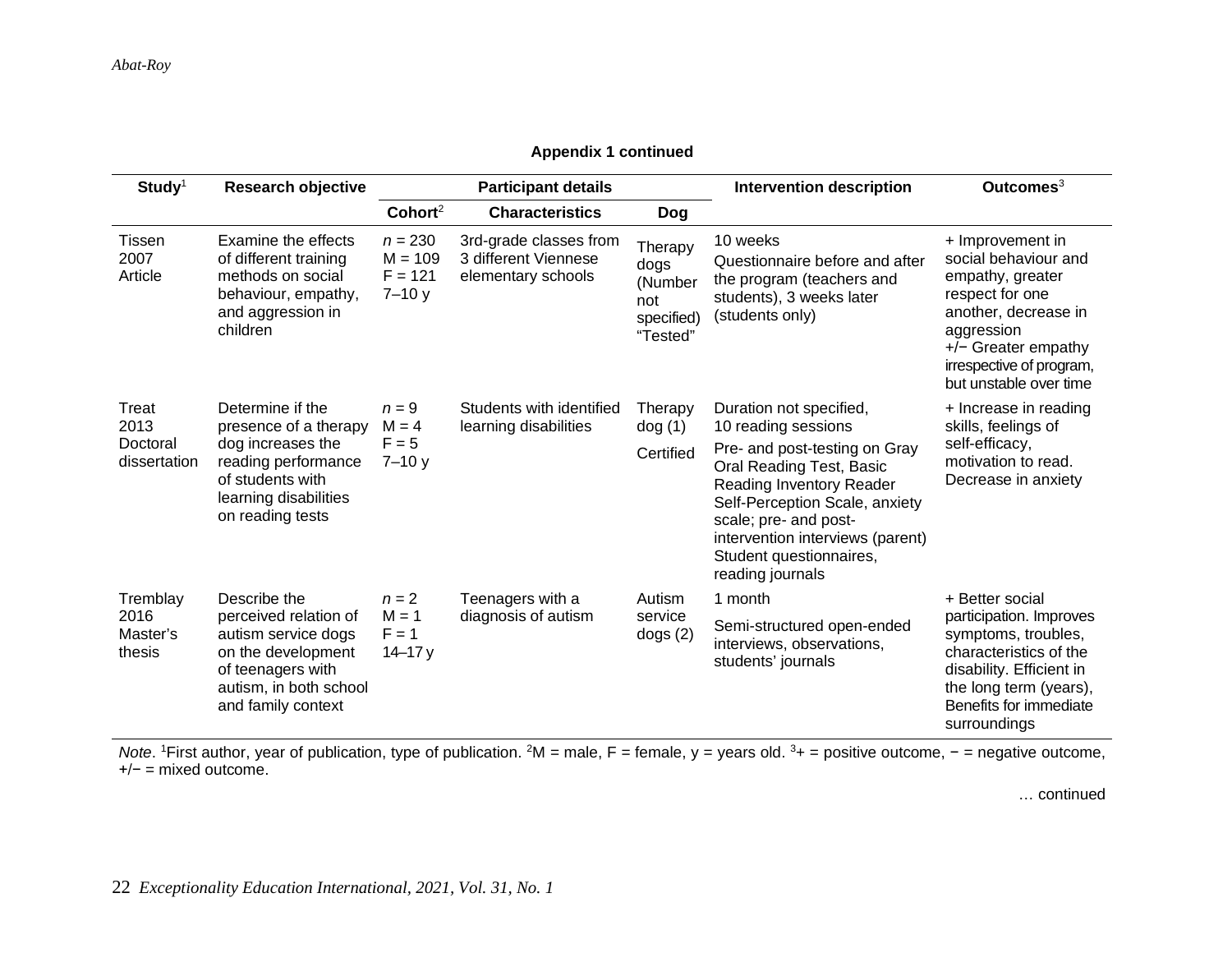**Appendix 1 continued**

| Study[1] | Research objective | Participant details | | | Intervention description | Outcomes[3] |
|---|---|---|---|---|---|---|
| | | Cohort[2] | Characteristics | Dog | | |
| Tissen 2007 Article | Examine the effects of different training methods on social behaviour, empathy, and aggression in children | *n* = 230 M = 109 F = 121 7–10 y | 3rd-grade classes from 3 different Viennese elementary schools | Therapy dogs (Number not specified) "Tested" | 10 weeks Questionnaire before and after the program (teachers and students), 3 weeks later (students only) | + Improvement in social behaviour and empathy, greater respect for one another, decrease in aggression +/− Greater empathy irrespective of program, but unstable over time |
| Treat 2013 Doctoral dissertation | Determine if the presence of a therapy dog increases the reading performance of students with learning disabilities on reading tests | *n* = 9 M = 4 F = 5 7–10 y | Students with identified learning disabilities | Therapy dog (1) Certified | Duration not specified, 10 reading sessions Pre- and post-testing on Gray Oral Reading Test, Basic Reading Inventory Reader Self-Perception Scale, anxiety scale; pre- and post-intervention interviews (parent) Student questionnaires, reading journals | + Increase in reading skills, feelings of self-efficacy, motivation to read. Decrease in anxiety |
| Tremblay 2016 Master's thesis | Describe the perceived relation of autism service dogs on the development of teenagers with autism, in both school and family context | *n* = 2 M = 1 F = 1 14–17 y | Teenagers with a diagnosis of autism | Autism service dogs (2) | 1 month Semi-structured open-ended interviews, observations, students' journals | + Better social participation. Improves symptoms, troubles, characteristics of the disability. Efficient in the long term (years), Benefits for immediate surroundings |

*Note*. [1]First author, year of publication, type of publication. [2]M = male, F = female, y = years old. [3]+ = positive outcome, − = negative outcome, +/− = mixed outcome.

… continued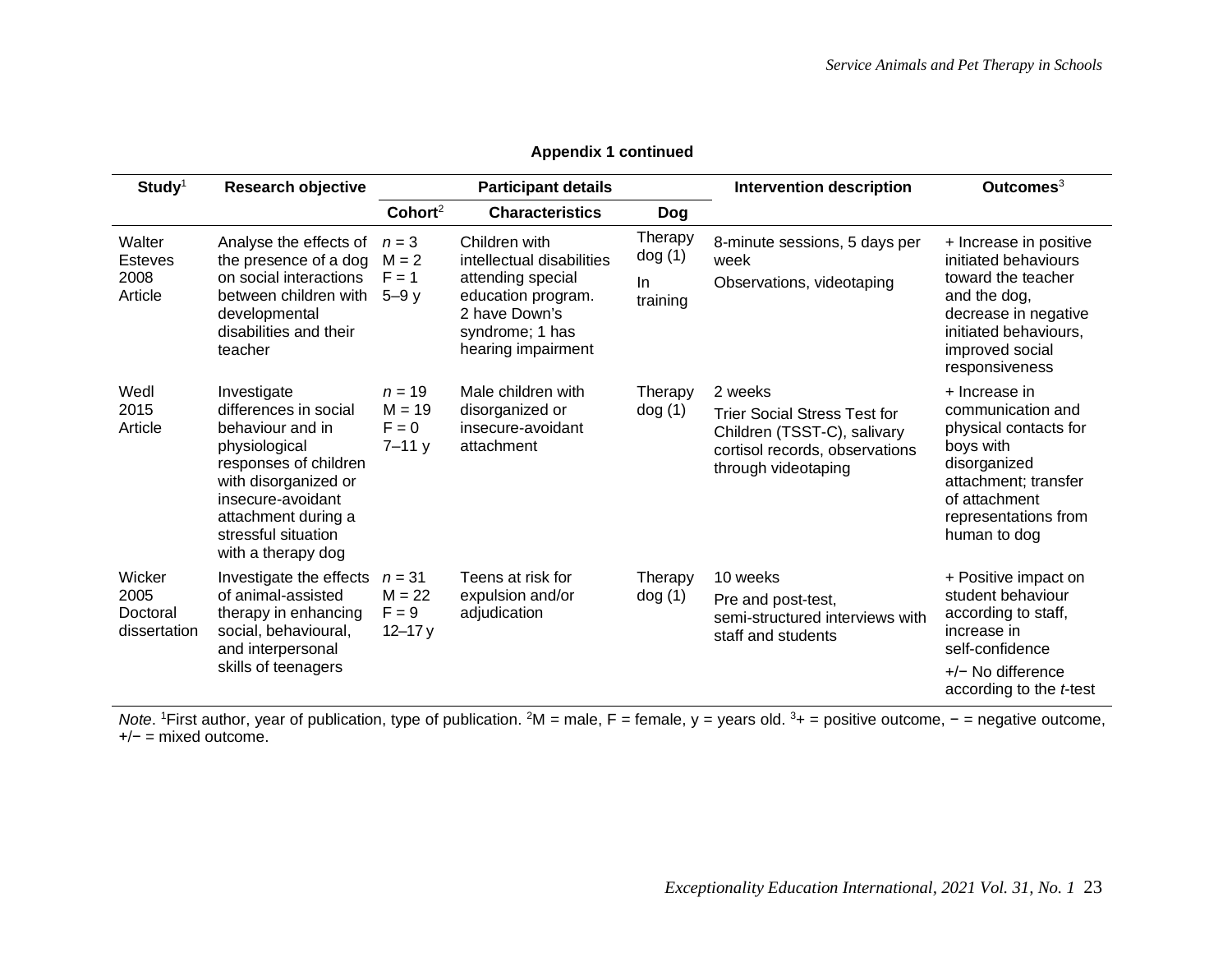**Appendix 1 continued**

| Study[1] | Research objective | Participant details | | | Intervention description | Outcomes[3] |
|---|---|---|---|---|---|---|
| | | Cohort[2] | Characteristics | Dog | | |
| Walter Esteves 2008 Article | Analyse the effects of the presence of a dog on social interactions between children with developmental disabilities and their teacher | *n* = 3 M = 2 F = 1 5–9 y | Children with intellectual disabilities attending special education program. 2 have Down's syndrome; 1 has hearing impairment | Therapy dog (1) In training | 8-minute sessions, 5 days per week Observations, videotaping | + Increase in positive initiated behaviours toward the teacher and the dog, decrease in negative initiated behaviours, improved social responsiveness |
| Wedl 2015 Article | Investigate differences in social behaviour and in physiological responses of children with disorganized or insecure-avoidant attachment during a stressful situation with a therapy dog | *n* = 19 M = 19 F = 0 7–11 y | Male children with disorganized or insecure-avoidant attachment | Therapy dog (1) | 2 weeks Trier Social Stress Test for Children (TSST-C), salivary cortisol records, observations through videotaping | + Increase in communication and physical contacts for boys with disorganized attachment; transfer of attachment representations from human to dog |
| Wicker 2005 Doctoral dissertation | Investigate the effects of animal-assisted therapy in enhancing social, behavioural, and interpersonal skills of teenagers | *n* = 31 M = 22 F = 9 12–17 y | Teens at risk for expulsion and/or adjudication | Therapy dog (1) | 10 weeks Pre and post-test, semi-structured interviews with staff and students | + Positive impact on student behaviour according to staff, increase in self-confidence +/− No difference according to the *t*-test |

*Note*. [1]First author, year of publication, type of publication. [2]M = male, F = female, y = years old. [3]+ = positive outcome, − = negative outcome, +/− = mixed outcome.